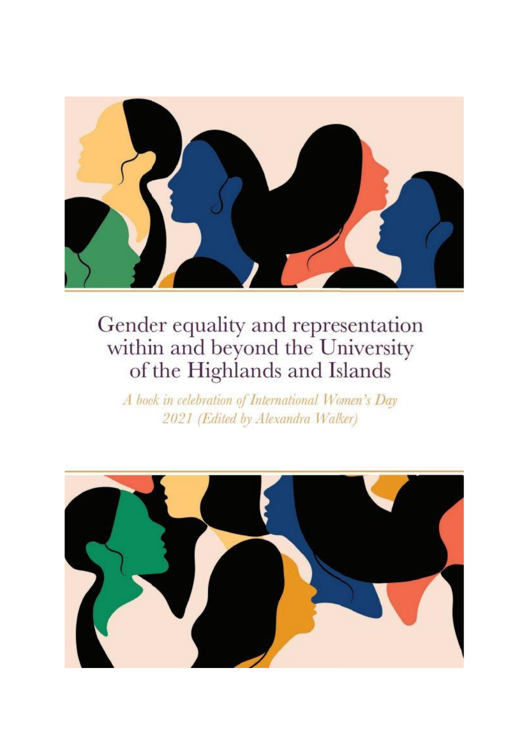# Gender equality and representation within and beyond the University of the Highlands and Islands

*A book in celebration of International Women's Day 2021 (Edited by Alexandra Walker)*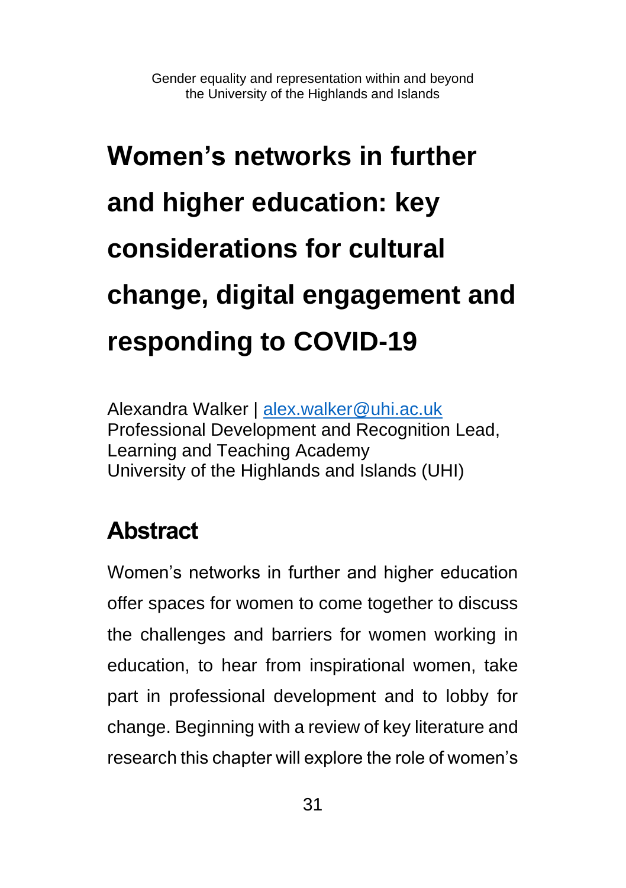# Women's networks in further and higher education: key considerations for cultural change, digital engagement and responding to COVID-19

Alexandra Walker | alex.walker@uhi.ac.uk
Professional Development and Recognition Lead, Learning and Teaching Academy
University of the Highlands and Islands (UHI)

## Abstract

Women's networks in further and higher education offer spaces for women to come together to discuss the challenges and barriers for women working in education, to hear from inspirational women, take part in professional development and to lobby for change. Beginning with a review of key literature and research this chapter will explore the role of women's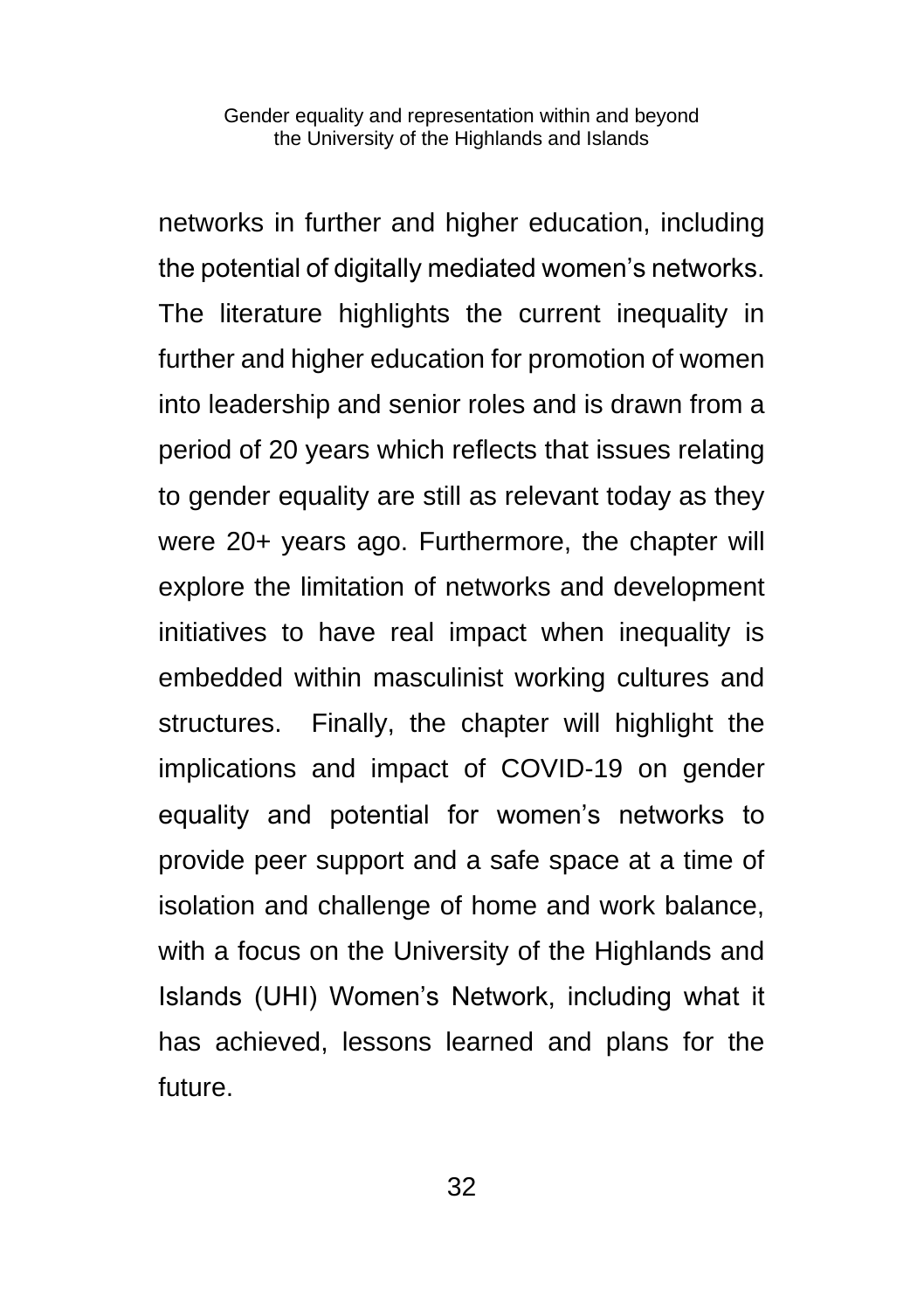networks in further and higher education, including the potential of digitally mediated women's networks. The literature highlights the current inequality in further and higher education for promotion of women into leadership and senior roles and is drawn from a period of 20 years which reflects that issues relating to gender equality are still as relevant today as they were 20+ years ago. Furthermore, the chapter will explore the limitation of networks and development initiatives to have real impact when inequality is embedded within masculinist working cultures and structures. Finally, the chapter will highlight the implications and impact of COVID-19 on gender equality and potential for women's networks to provide peer support and a safe space at a time of isolation and challenge of home and work balance, with a focus on the University of the Highlands and Islands (UHI) Women's Network, including what it has achieved, lessons learned and plans for the future.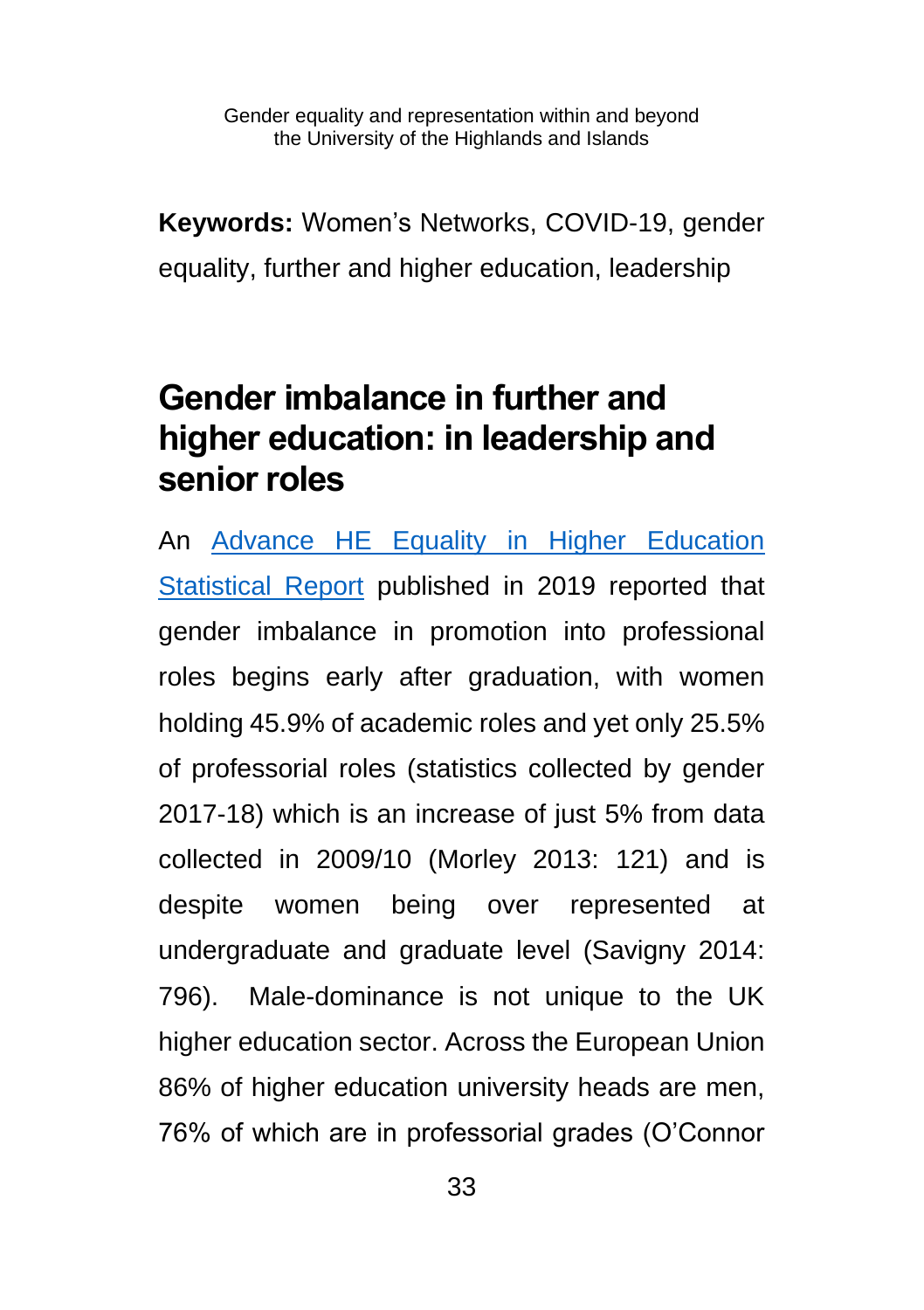**Keywords:** Women's Networks, COVID-19, gender equality, further and higher education, leadership

## Gender imbalance in further and higher education: in leadership and senior roles

An [Advance HE Equality in Higher Education Statistical Report]() published in 2019 reported that gender imbalance in promotion into professional roles begins early after graduation, with women holding 45.9% of academic roles and yet only 25.5% of professorial roles (statistics collected by gender 2017-18) which is an increase of just 5% from data collected in 2009/10 (Morley 2013: 121) and is despite women being over represented at undergraduate and graduate level (Savigny 2014: 796). Male-dominance is not unique to the UK higher education sector. Across the European Union 86% of higher education university heads are men, 76% of which are in professorial grades (O'Connor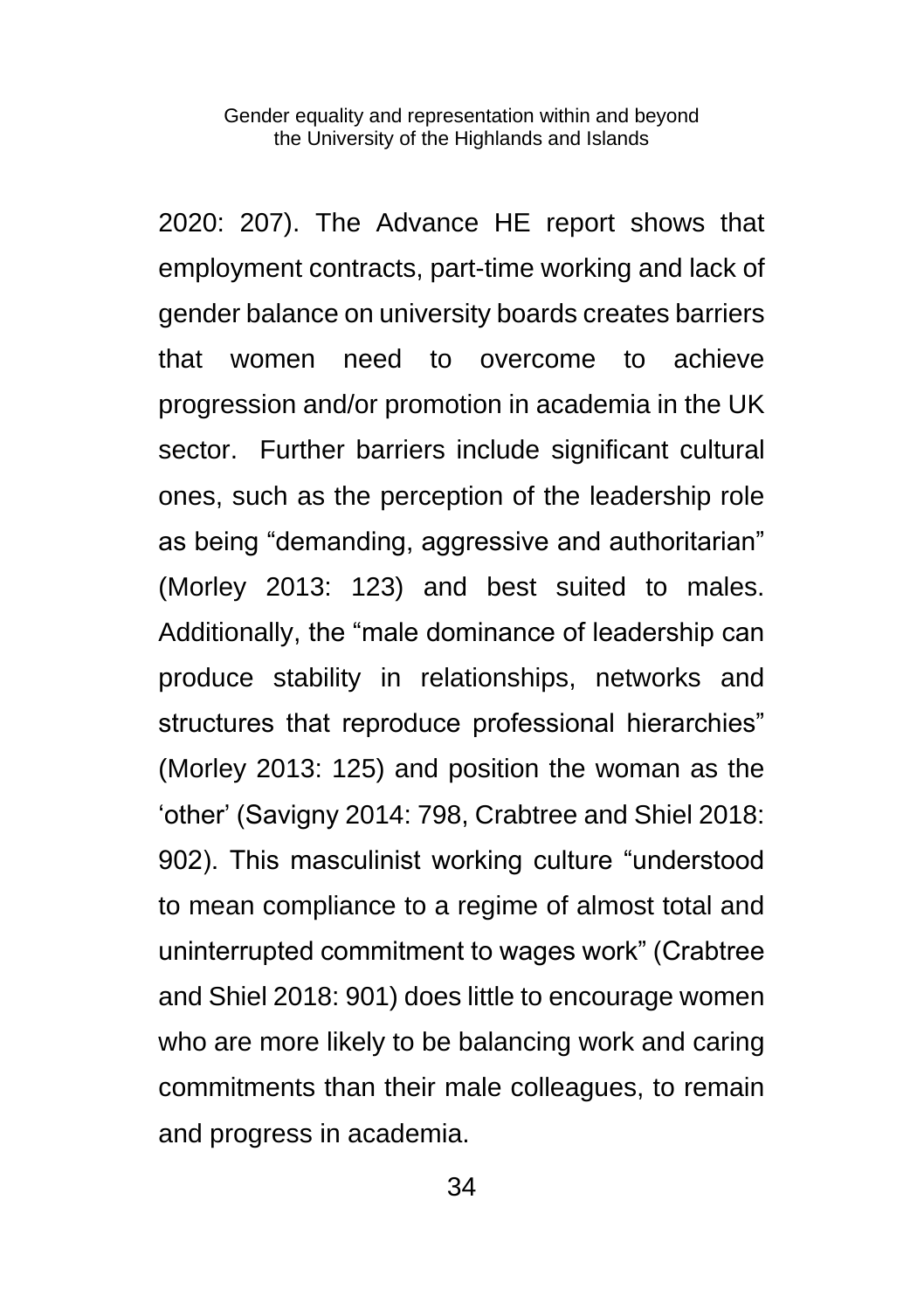2020: 207). The Advance HE report shows that employment contracts, part-time working and lack of gender balance on university boards creates barriers that women need to overcome to achieve progression and/or promotion in academia in the UK sector. Further barriers include significant cultural ones, such as the perception of the leadership role as being “demanding, aggressive and authoritarian” (Morley 2013: 123) and best suited to males. Additionally, the “male dominance of leadership can produce stability in relationships, networks and structures that reproduce professional hierarchies” (Morley 2013: 125) and position the woman as the ‘other’ (Savigny 2014: 798, Crabtree and Shiel 2018: 902). This masculinist working culture “understood to mean compliance to a regime of almost total and uninterrupted commitment to wages work” (Crabtree and Shiel 2018: 901) does little to encourage women who are more likely to be balancing work and caring commitments than their male colleagues, to remain and progress in academia.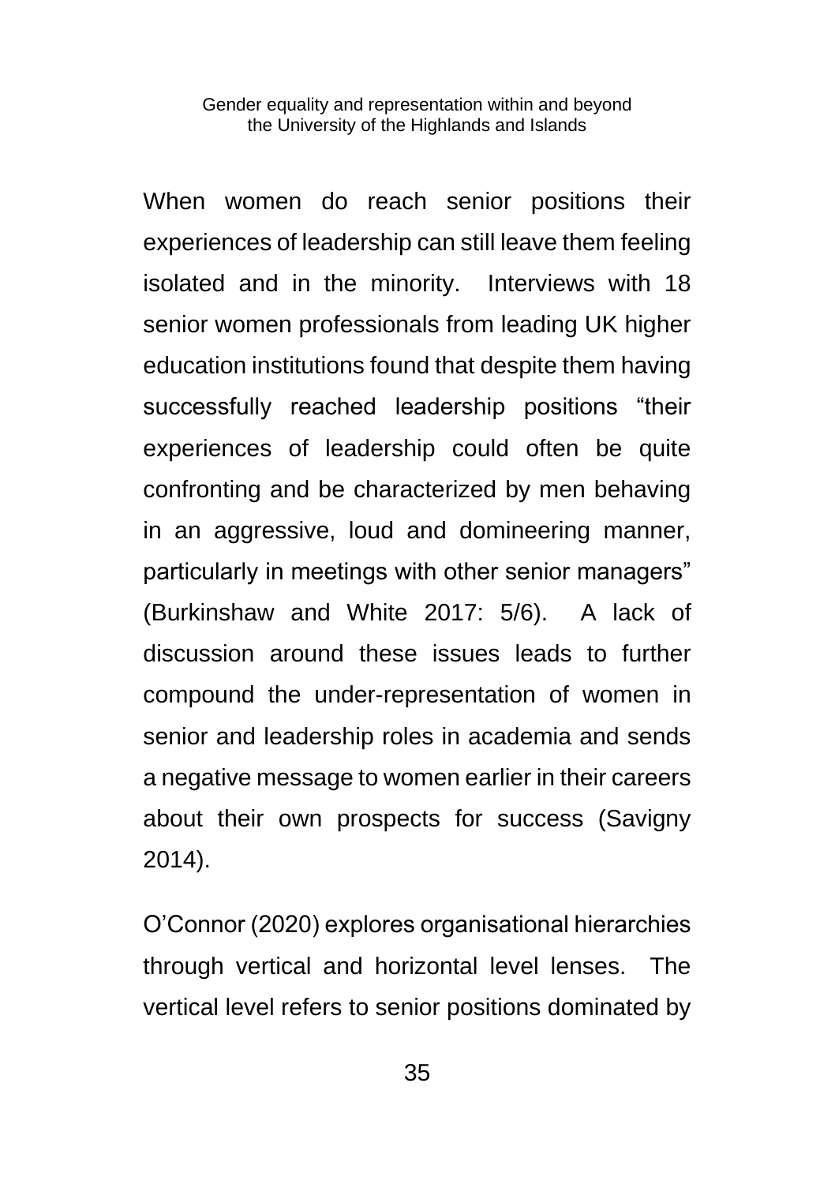When women do reach senior positions their experiences of leadership can still leave them feeling isolated and in the minority. Interviews with 18 senior women professionals from leading UK higher education institutions found that despite them having successfully reached leadership positions "their experiences of leadership could often be quite confronting and be characterized by men behaving in an aggressive, loud and domineering manner, particularly in meetings with other senior managers" (Burkinshaw and White 2017: 5/6). A lack of discussion around these issues leads to further compound the under-representation of women in senior and leadership roles in academia and sends a negative message to women earlier in their careers about their own prospects for success (Savigny 2014).

O'Connor (2020) explores organisational hierarchies through vertical and horizontal level lenses. The vertical level refers to senior positions dominated by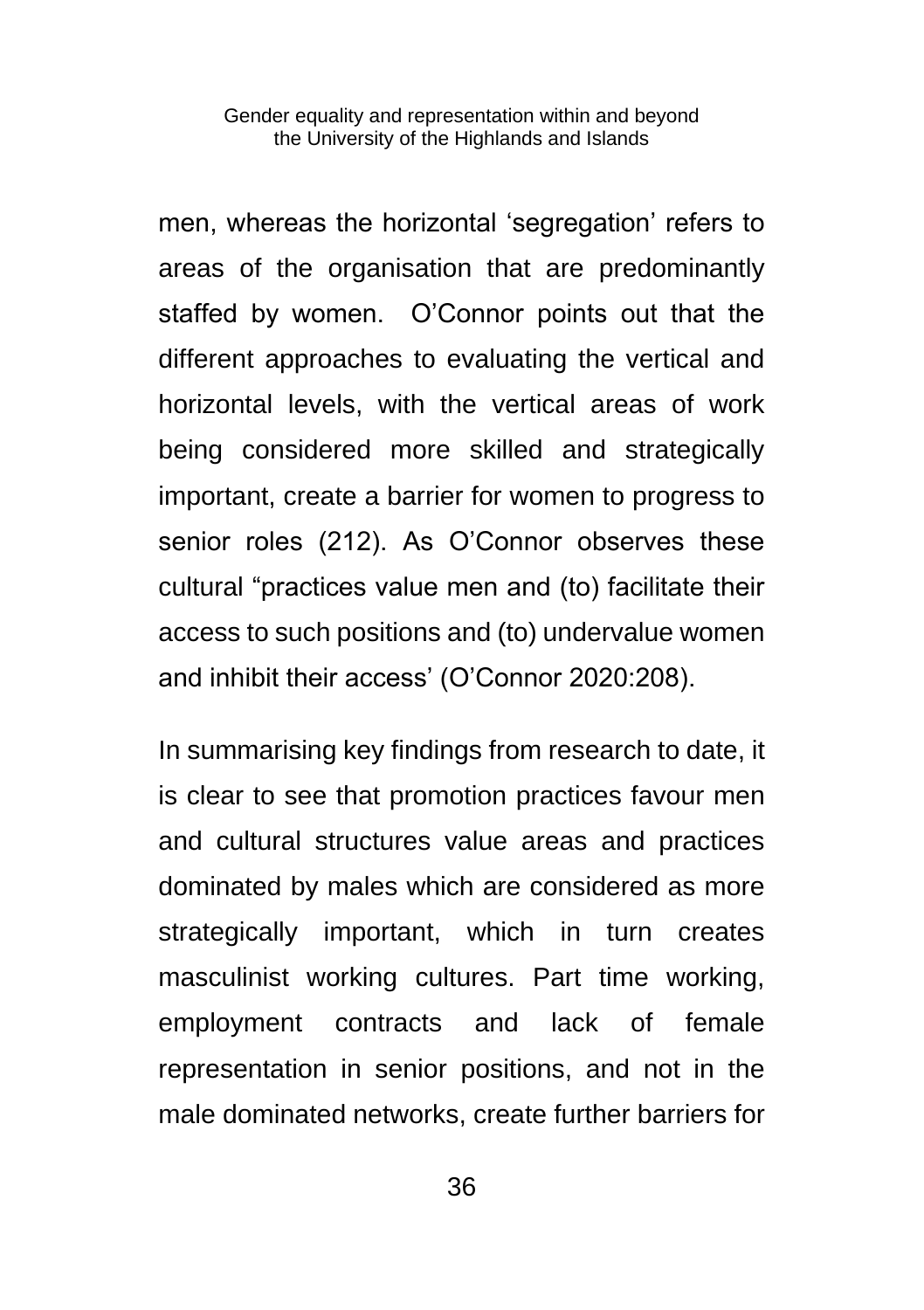men, whereas the horizontal 'segregation' refers to areas of the organisation that are predominantly staffed by women. O'Connor points out that the different approaches to evaluating the vertical and horizontal levels, with the vertical areas of work being considered more skilled and strategically important, create a barrier for women to progress to senior roles (212). As O'Connor observes these cultural "practices value men and (to) facilitate their access to such positions and (to) undervalue women and inhibit their access' (O'Connor 2020:208).

In summarising key findings from research to date, it is clear to see that promotion practices favour men and cultural structures value areas and practices dominated by males which are considered as more strategically important, which in turn creates masculinist working cultures. Part time working, employment contracts and lack of female representation in senior positions, and not in the male dominated networks, create further barriers for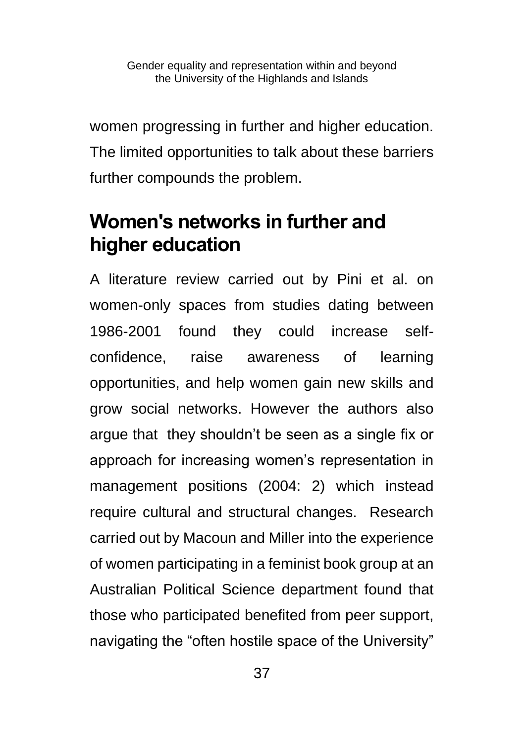women progressing in further and higher education. The limited opportunities to talk about these barriers further compounds the problem.

## Women's networks in further and higher education

A literature review carried out by Pini et al. on women-only spaces from studies dating between 1986-2001 found they could increase self-confidence, raise awareness of learning opportunities, and help women gain new skills and grow social networks. However the authors also argue that they shouldn't be seen as a single fix or approach for increasing women's representation in management positions (2004: 2) which instead require cultural and structural changes. Research carried out by Macoun and Miller into the experience of women participating in a feminist book group at an Australian Political Science department found that those who participated benefited from peer support, navigating the "often hostile space of the University"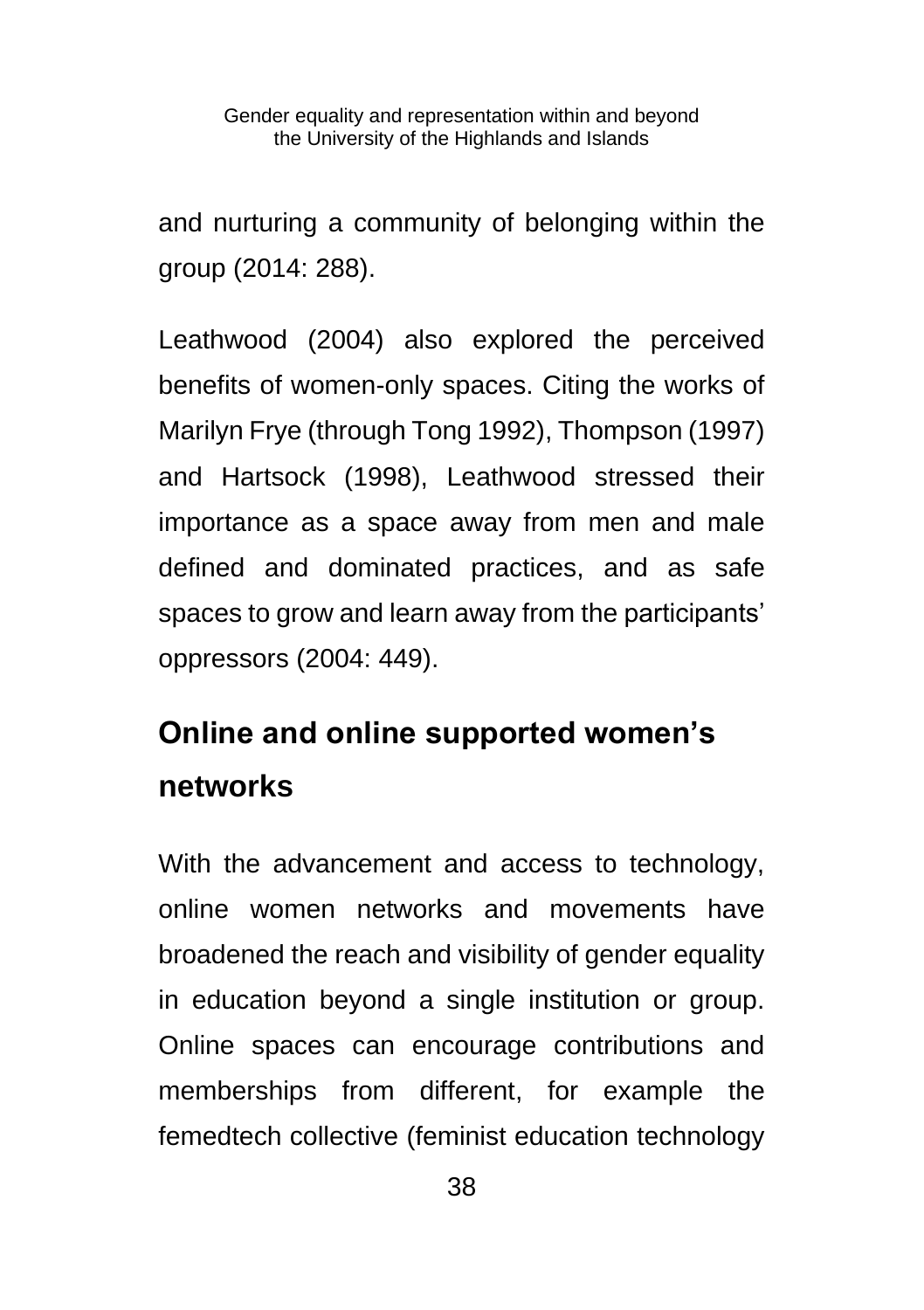and nurturing a community of belonging within the group (2014: 288).

Leathwood (2004) also explored the perceived benefits of women-only spaces. Citing the works of Marilyn Frye (through Tong 1992), Thompson (1997) and Hartsock (1998), Leathwood stressed their importance as a space away from men and male defined and dominated practices, and as safe spaces to grow and learn away from the participants' oppressors (2004: 449).

## Online and online supported women's networks

With the advancement and access to technology, online women networks and movements have broadened the reach and visibility of gender equality in education beyond a single institution or group. Online spaces can encourage contributions and memberships from different, for example the femedtech collective (feminist education technology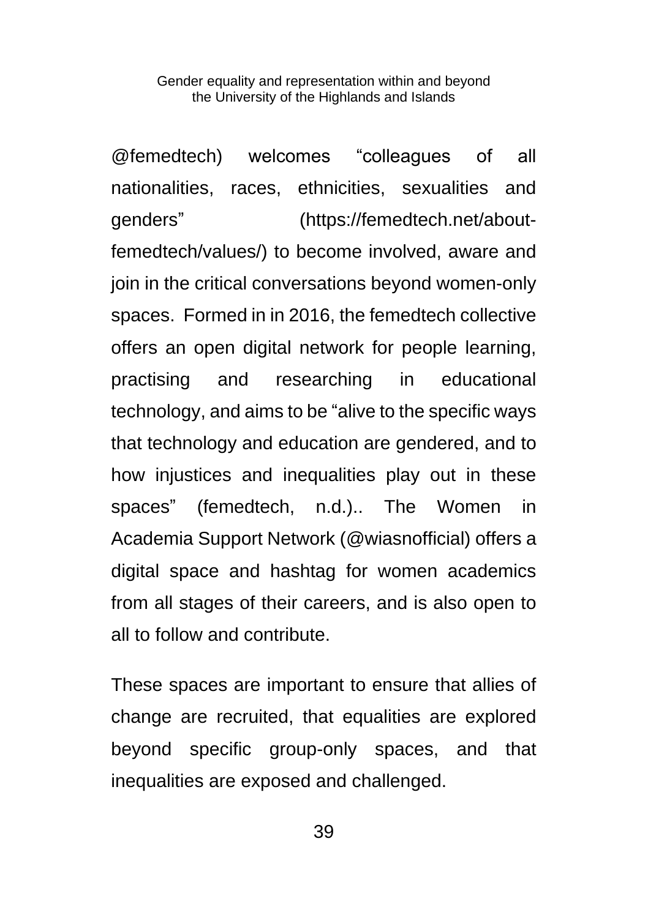@femedtech) welcomes “colleagues of all nationalities, races, ethnicities, sexualities and genders” (https://femedtech.net/about-femedtech/values/) to become involved, aware and join in the critical conversations beyond women-only spaces.  Formed in in 2016, the femedtech collective offers an open digital network for people learning, practising and researching in educational technology, and aims to be “alive to the specific ways that technology and education are gendered, and to how injustices and inequalities play out in these spaces” (femedtech, n.d.).. The Women in Academia Support Network (@wiasnofficial) offers a digital space and hashtag for women academics from all stages of their careers, and is also open to all to follow and contribute.

These spaces are important to ensure that allies of change are recruited, that equalities are explored beyond specific group-only spaces, and that inequalities are exposed and challenged.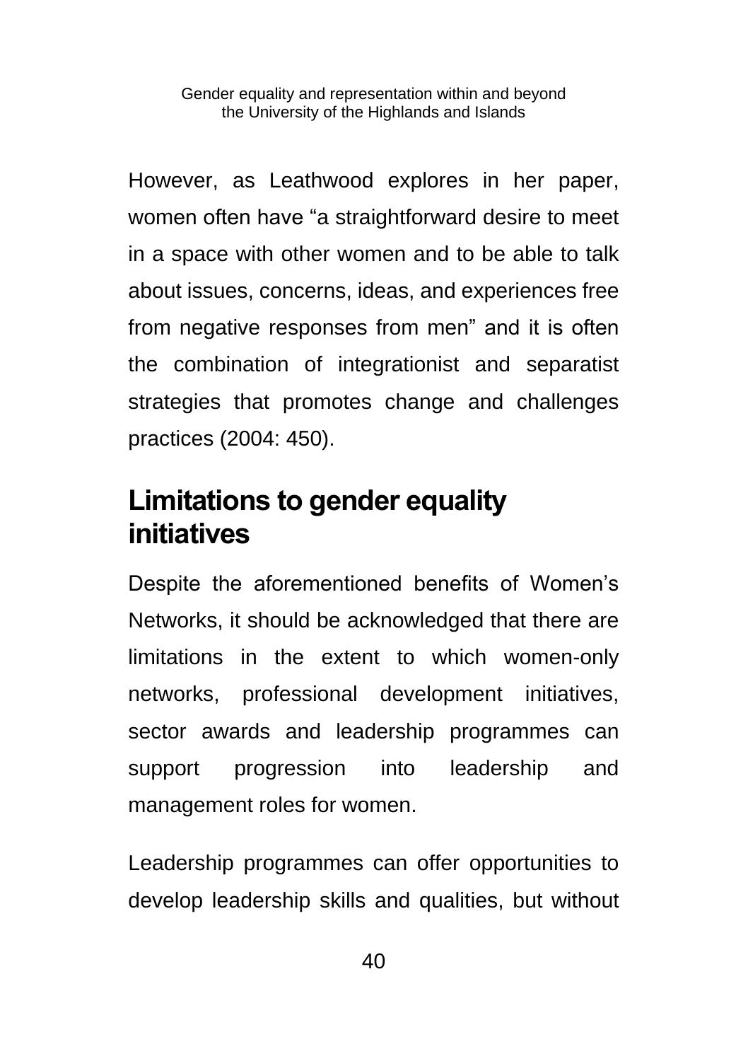However, as Leathwood explores in her paper, women often have “a straightforward desire to meet in a space with other women and to be able to talk about issues, concerns, ideas, and experiences free from negative responses from men” and it is often the combination of integrationist and separatist strategies that promotes change and challenges practices (2004: 450).

## Limitations to gender equality initiatives

Despite the aforementioned benefits of Women’s Networks, it should be acknowledged that there are limitations in the extent to which women-only networks, professional development initiatives, sector awards and leadership programmes can support progression into leadership and management roles for women.

Leadership programmes can offer opportunities to develop leadership skills and qualities, but without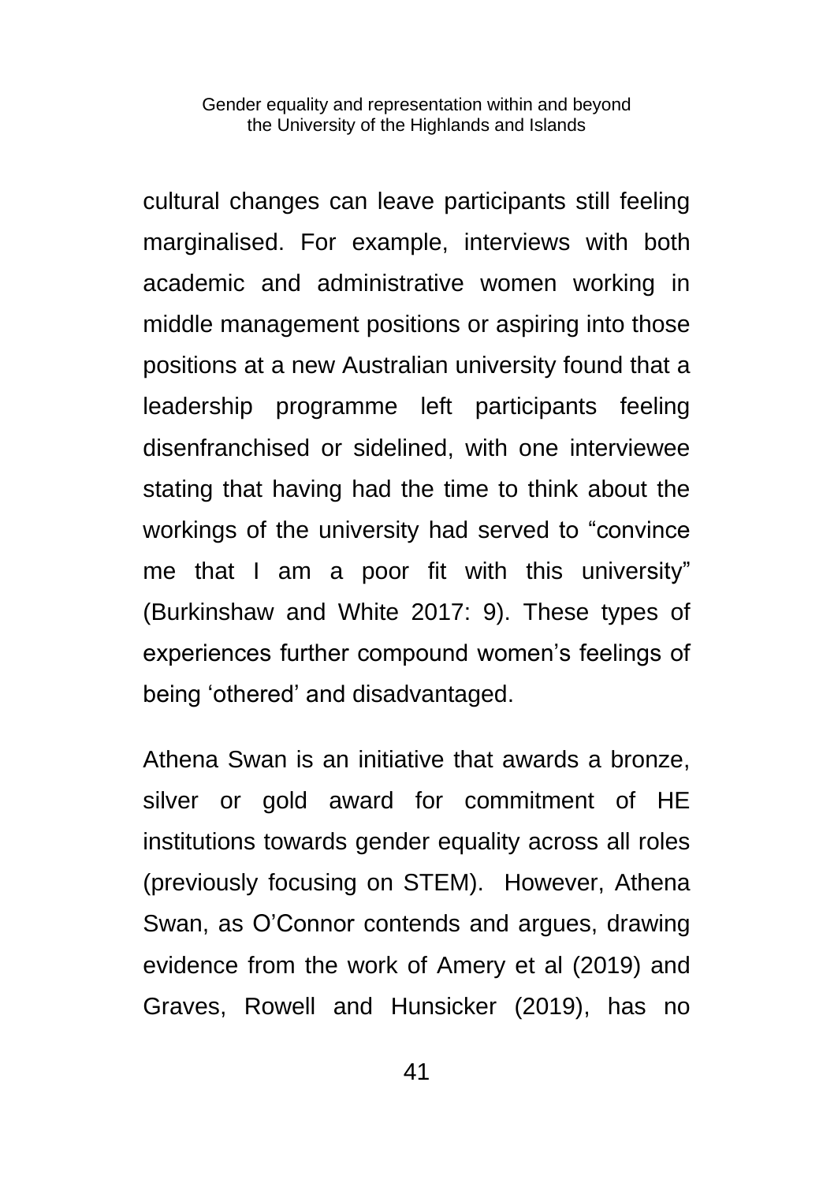cultural changes can leave participants still feeling marginalised. For example, interviews with both academic and administrative women working in middle management positions or aspiring into those positions at a new Australian university found that a leadership programme left participants feeling disenfranchised or sidelined, with one interviewee stating that having had the time to think about the workings of the university had served to "convince me that I am a poor fit with this university" (Burkinshaw and White 2017: 9). These types of experiences further compound women's feelings of being 'othered' and disadvantaged.

Athena Swan is an initiative that awards a bronze, silver or gold award for commitment of HE institutions towards gender equality across all roles (previously focusing on STEM). However, Athena Swan, as O'Connor contends and argues, drawing evidence from the work of Amery et al (2019) and Graves, Rowell and Hunsicker (2019), has no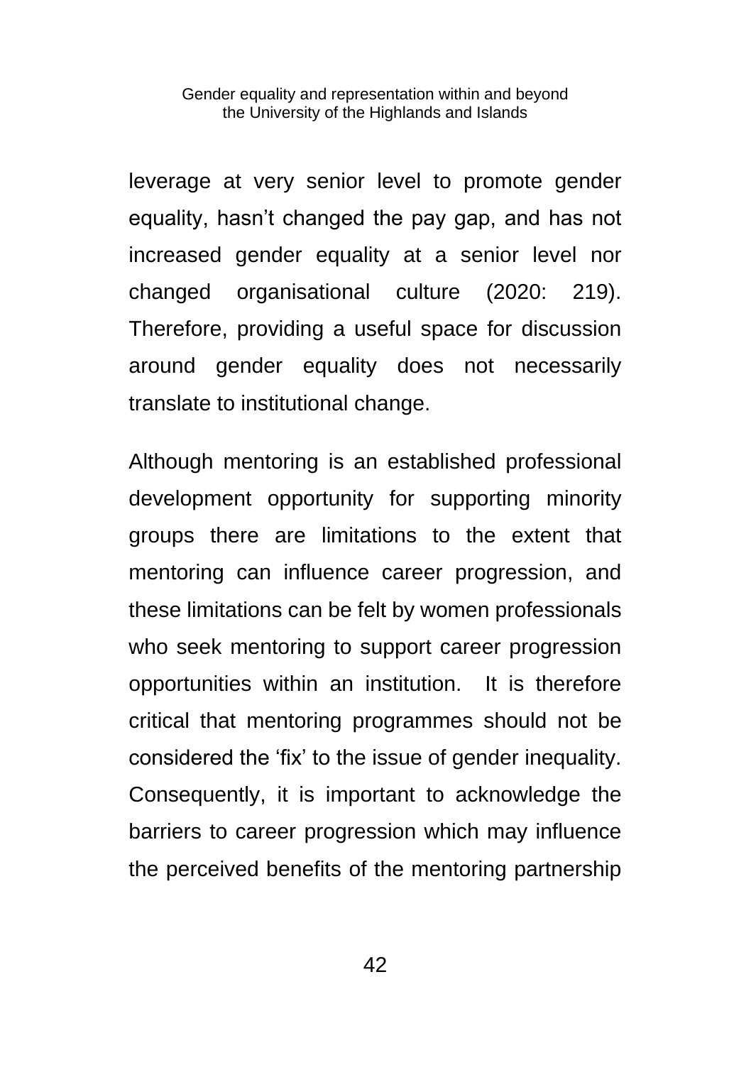leverage at very senior level to promote gender equality, hasn't changed the pay gap, and has not increased gender equality at a senior level nor changed organisational culture (2020: 219). Therefore, providing a useful space for discussion around gender equality does not necessarily translate to institutional change.

Although mentoring is an established professional development opportunity for supporting minority groups there are limitations to the extent that mentoring can influence career progression, and these limitations can be felt by women professionals who seek mentoring to support career progression opportunities within an institution. It is therefore critical that mentoring programmes should not be considered the 'fix' to the issue of gender inequality. Consequently, it is important to acknowledge the barriers to career progression which may influence the perceived benefits of the mentoring partnership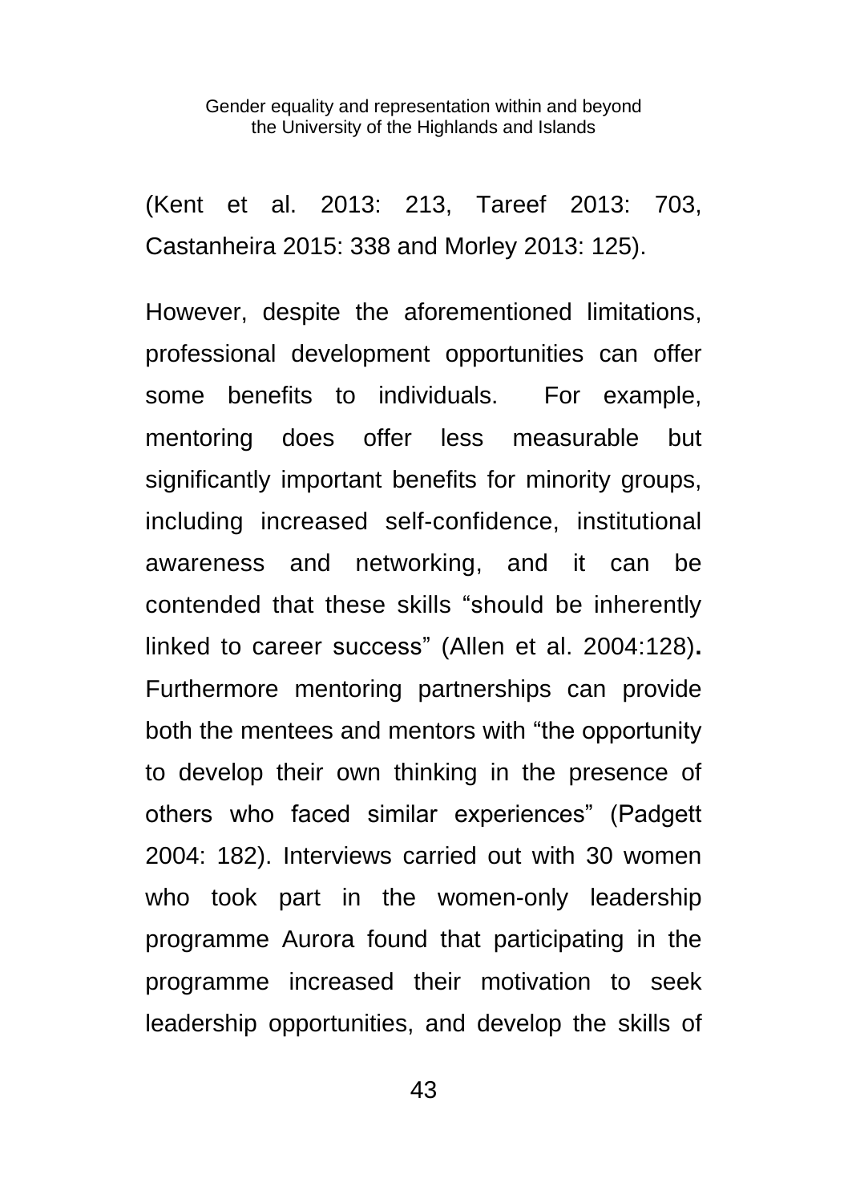(Kent et al. 2013: 213, Tareef 2013: 703, Castanheira 2015: 338 and Morley 2013: 125).

However, despite the aforementioned limitations, professional development opportunities can offer some benefits to individuals. For example, mentoring does offer less measurable but significantly important benefits for minority groups, including increased self-confidence, institutional awareness and networking, and it can be contended that these skills "should be inherently linked to career success" (Allen et al. 2004:128)**.** Furthermore mentoring partnerships can provide both the mentees and mentors with "the opportunity to develop their own thinking in the presence of others who faced similar experiences" (Padgett 2004: 182). Interviews carried out with 30 women who took part in the women-only leadership programme Aurora found that participating in the programme increased their motivation to seek leadership opportunities, and develop the skills of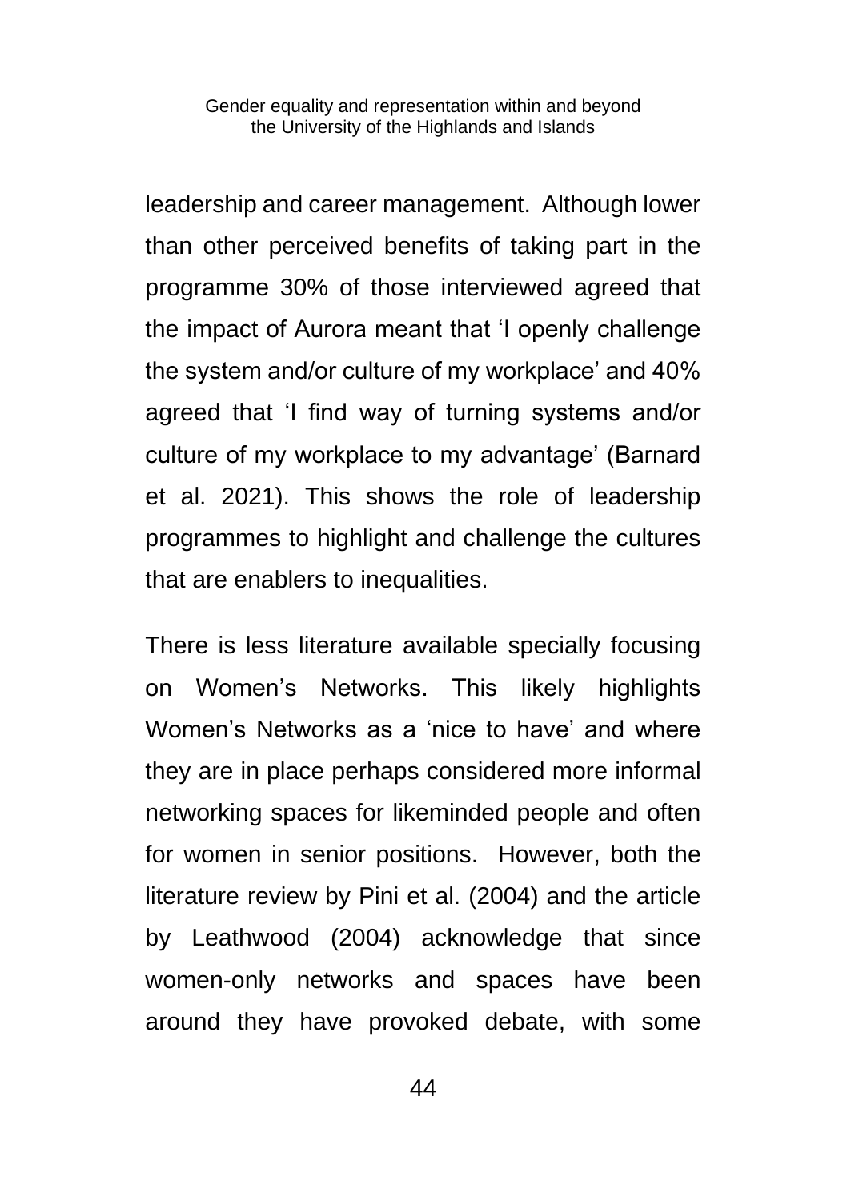leadership and career management. Although lower than other perceived benefits of taking part in the programme 30% of those interviewed agreed that the impact of Aurora meant that 'I openly challenge the system and/or culture of my workplace' and 40% agreed that 'I find way of turning systems and/or culture of my workplace to my advantage' (Barnard et al. 2021). This shows the role of leadership programmes to highlight and challenge the cultures that are enablers to inequalities.

There is less literature available specially focusing on Women's Networks. This likely highlights Women's Networks as a 'nice to have' and where they are in place perhaps considered more informal networking spaces for likeminded people and often for women in senior positions. However, both the literature review by Pini et al. (2004) and the article by Leathwood (2004) acknowledge that since women-only networks and spaces have been around they have provoked debate, with some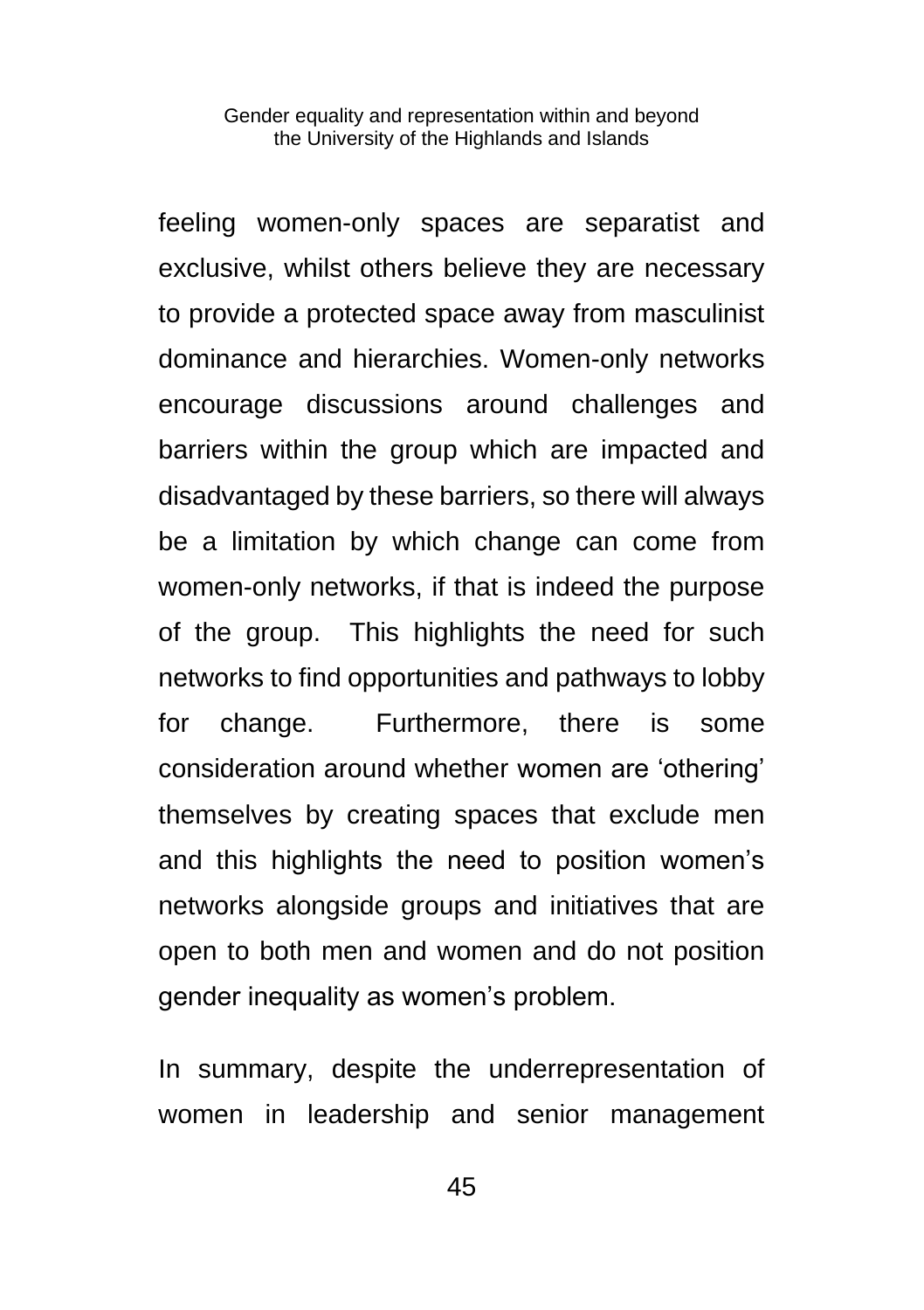feeling women-only spaces are separatist and exclusive, whilst others believe they are necessary to provide a protected space away from masculinist dominance and hierarchies. Women-only networks encourage discussions around challenges and barriers within the group which are impacted and disadvantaged by these barriers, so there will always be a limitation by which change can come from women-only networks, if that is indeed the purpose of the group. This highlights the need for such networks to find opportunities and pathways to lobby for change. Furthermore, there is some consideration around whether women are 'othering' themselves by creating spaces that exclude men and this highlights the need to position women's networks alongside groups and initiatives that are open to both men and women and do not position gender inequality as women's problem.

In summary, despite the underrepresentation of women in leadership and senior management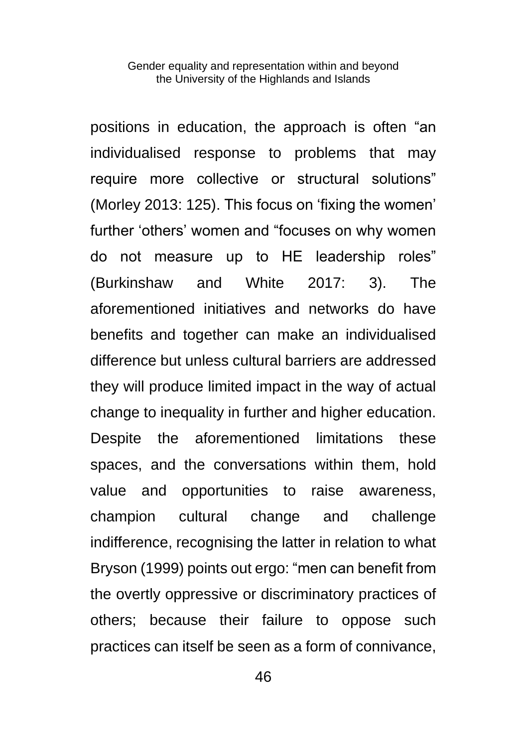positions in education, the approach is often “an individualised response to problems that may require more collective or structural solutions” (Morley 2013: 125). This focus on ‘fixing the women’ further ‘others’ women and “focuses on why women do not measure up to HE leadership roles” (Burkinshaw and White 2017: 3). The aforementioned initiatives and networks do have benefits and together can make an individualised difference but unless cultural barriers are addressed they will produce limited impact in the way of actual change to inequality in further and higher education. Despite the aforementioned limitations these spaces, and the conversations within them, hold value and opportunities to raise awareness, champion cultural change and challenge indifference, recognising the latter in relation to what Bryson (1999) points out ergo: “men can benefit from the overtly oppressive or discriminatory practices of others; because their failure to oppose such practices can itself be seen as a form of connivance,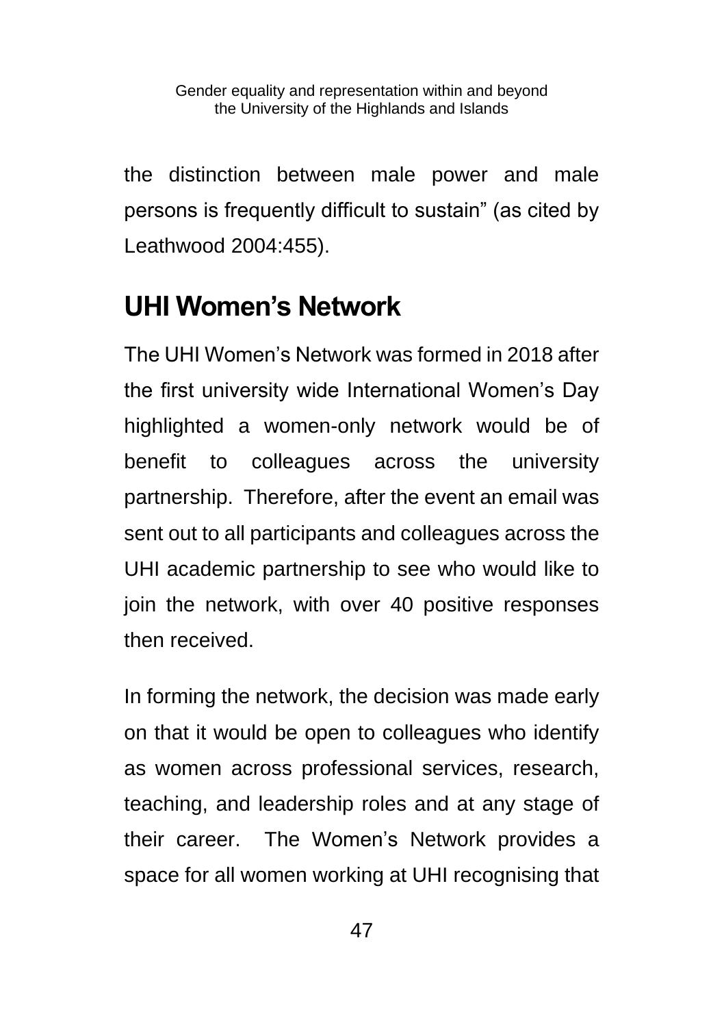the distinction between male power and male persons is frequently difficult to sustain" (as cited by Leathwood 2004:455).

## UHI Women's Network

The UHI Women's Network was formed in 2018 after the first university wide International Women's Day highlighted a women-only network would be of benefit to colleagues across the university partnership. Therefore, after the event an email was sent out to all participants and colleagues across the UHI academic partnership to see who would like to join the network, with over 40 positive responses then received.

In forming the network, the decision was made early on that it would be open to colleagues who identify as women across professional services, research, teaching, and leadership roles and at any stage of their career. The Women's Network provides a space for all women working at UHI recognising that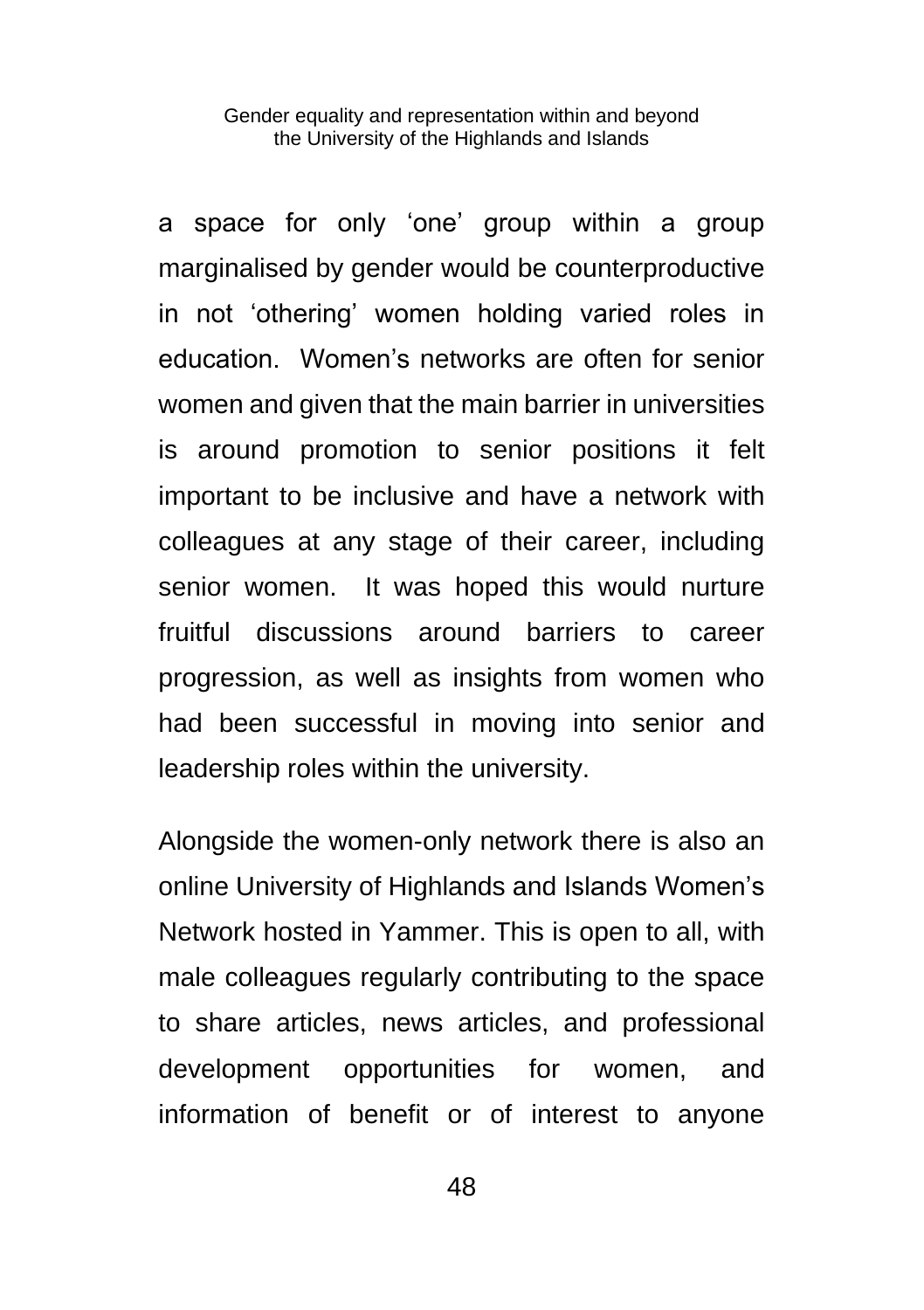a space for only ‘one’ group within a group marginalised by gender would be counterproductive in not ‘othering’ women holding varied roles in education. Women’s networks are often for senior women and given that the main barrier in universities is around promotion to senior positions it felt important to be inclusive and have a network with colleagues at any stage of their career, including senior women. It was hoped this would nurture fruitful discussions around barriers to career progression, as well as insights from women who had been successful in moving into senior and leadership roles within the university.

Alongside the women-only network there is also an online University of Highlands and Islands Women’s Network hosted in Yammer. This is open to all, with male colleagues regularly contributing to the space to share articles, news articles, and professional development opportunities for women, and information of benefit or of interest to anyone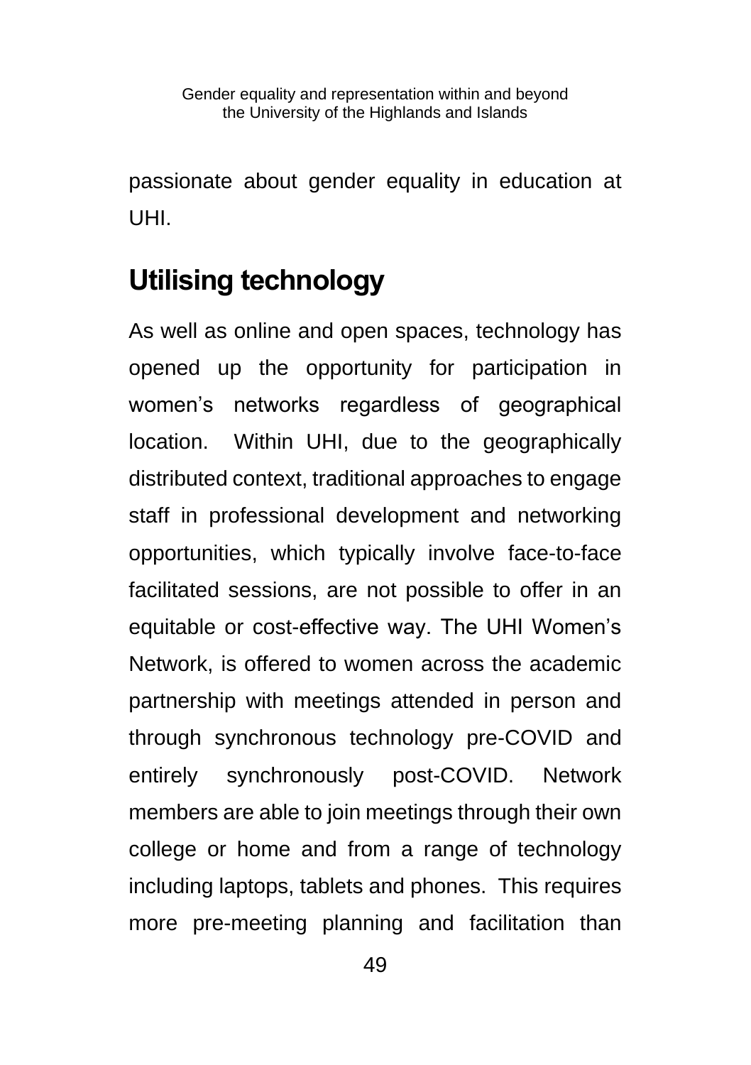passionate about gender equality in education at UHI.

## Utilising technology

As well as online and open spaces, technology has opened up the opportunity for participation in women's networks regardless of geographical location.  Within UHI, due to the geographically distributed context, traditional approaches to engage staff in professional development and networking opportunities, which typically involve face-to-face facilitated sessions, are not possible to offer in an equitable or cost-effective way. The UHI Women's Network, is offered to women across the academic partnership with meetings attended in person and through synchronous technology pre-COVID and entirely synchronously post-COVID. Network members are able to join meetings through their own college or home and from a range of technology including laptops, tablets and phones.  This requires more pre-meeting planning and facilitation than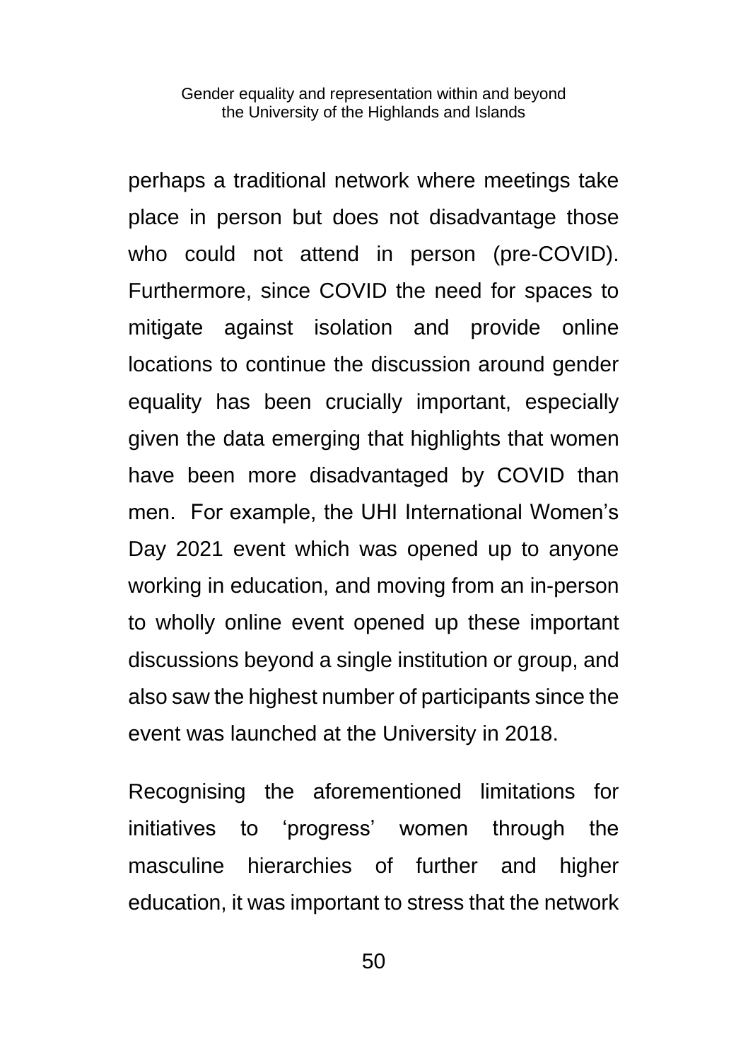perhaps a traditional network where meetings take place in person but does not disadvantage those who could not attend in person (pre-COVID). Furthermore, since COVID the need for spaces to mitigate against isolation and provide online locations to continue the discussion around gender equality has been crucially important, especially given the data emerging that highlights that women have been more disadvantaged by COVID than men. For example, the UHI International Women's Day 2021 event which was opened up to anyone working in education, and moving from an in-person to wholly online event opened up these important discussions beyond a single institution or group, and also saw the highest number of participants since the event was launched at the University in 2018.

Recognising the aforementioned limitations for initiatives to 'progress' women through the masculine hierarchies of further and higher education, it was important to stress that the network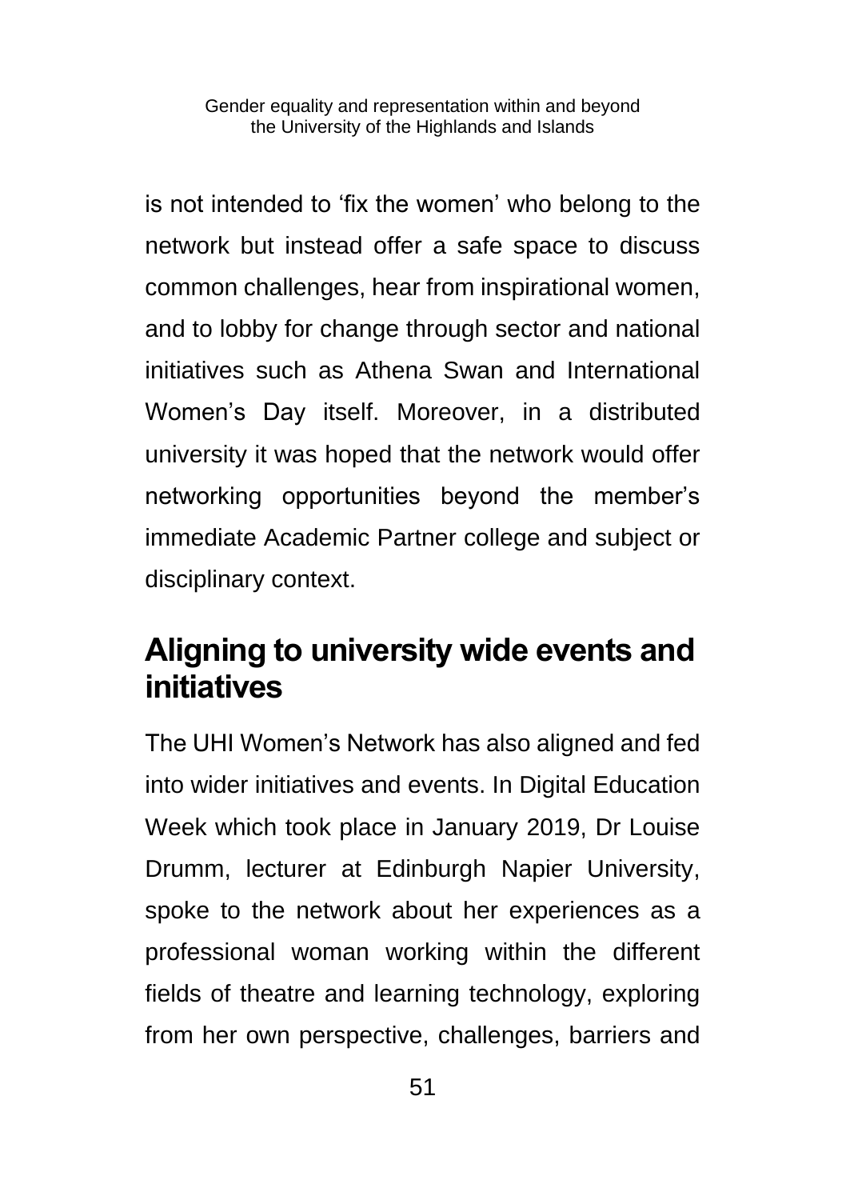is not intended to 'fix the women' who belong to the network but instead offer a safe space to discuss common challenges, hear from inspirational women, and to lobby for change through sector and national initiatives such as Athena Swan and International Women's Day itself. Moreover, in a distributed university it was hoped that the network would offer networking opportunities beyond the member's immediate Academic Partner college and subject or disciplinary context.

## Aligning to university wide events and initiatives

The UHI Women's Network has also aligned and fed into wider initiatives and events. In Digital Education Week which took place in January 2019, Dr Louise Drumm, lecturer at Edinburgh Napier University, spoke to the network about her experiences as a professional woman working within the different fields of theatre and learning technology, exploring from her own perspective, challenges, barriers and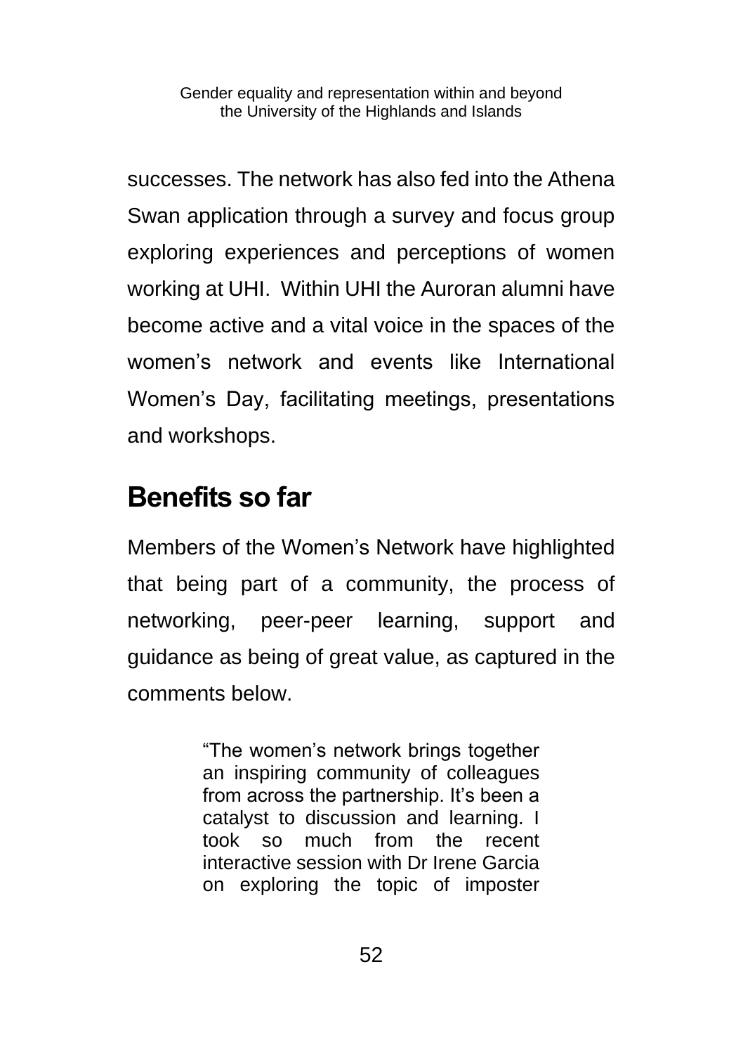successes. The network has also fed into the Athena Swan application through a survey and focus group exploring experiences and perceptions of women working at UHI. Within UHI the Auroran alumni have become active and a vital voice in the spaces of the women's network and events like International Women's Day, facilitating meetings, presentations and workshops.

## Benefits so far

Members of the Women's Network have highlighted that being part of a community, the process of networking, peer-peer learning, support and guidance as being of great value, as captured in the comments below.

> "The women's network brings together an inspiring community of colleagues from across the partnership. It's been a catalyst to discussion and learning. I took so much from the recent interactive session with Dr Irene Garcia on exploring the topic of imposter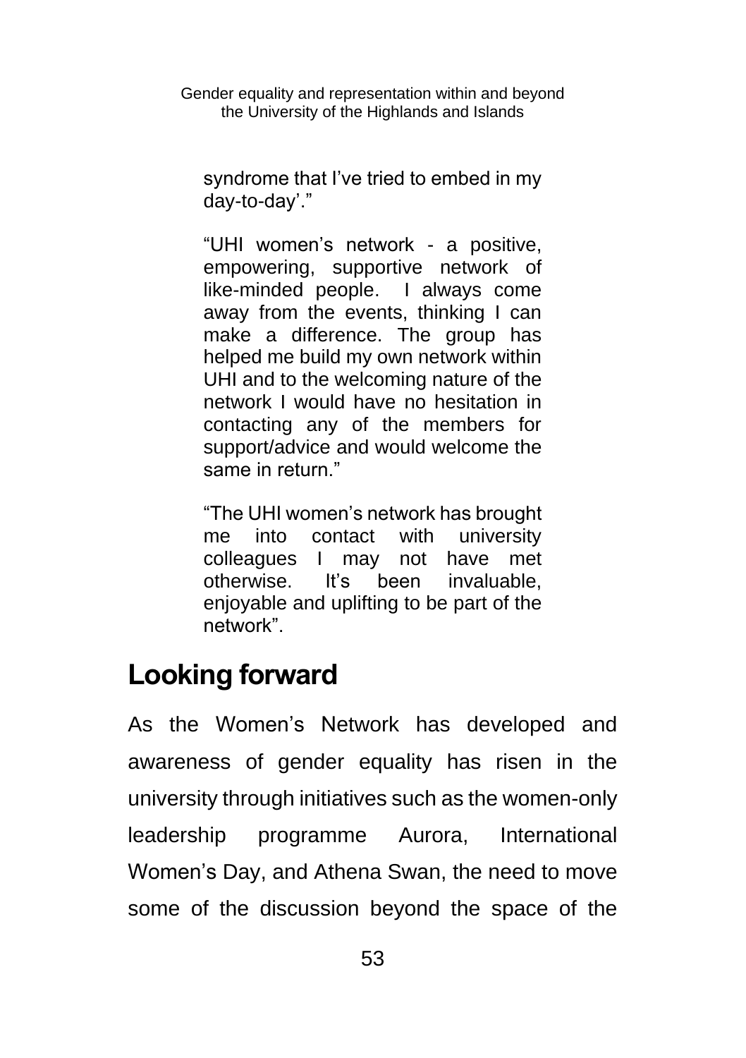syndrome that I've tried to embed in my day-to-day'."

"UHI women's network - a positive, empowering, supportive network of like-minded people. I always come away from the events, thinking I can make a difference. The group has helped me build my own network within UHI and to the welcoming nature of the network I would have no hesitation in contacting any of the members for support/advice and would welcome the same in return."

"The UHI women's network has brought me into contact with university colleagues I may not have met otherwise. It's been invaluable, enjoyable and uplifting to be part of the network".

## Looking forward

As the Women's Network has developed and awareness of gender equality has risen in the university through initiatives such as the women-only leadership programme Aurora, International Women's Day, and Athena Swan, the need to move some of the discussion beyond the space of the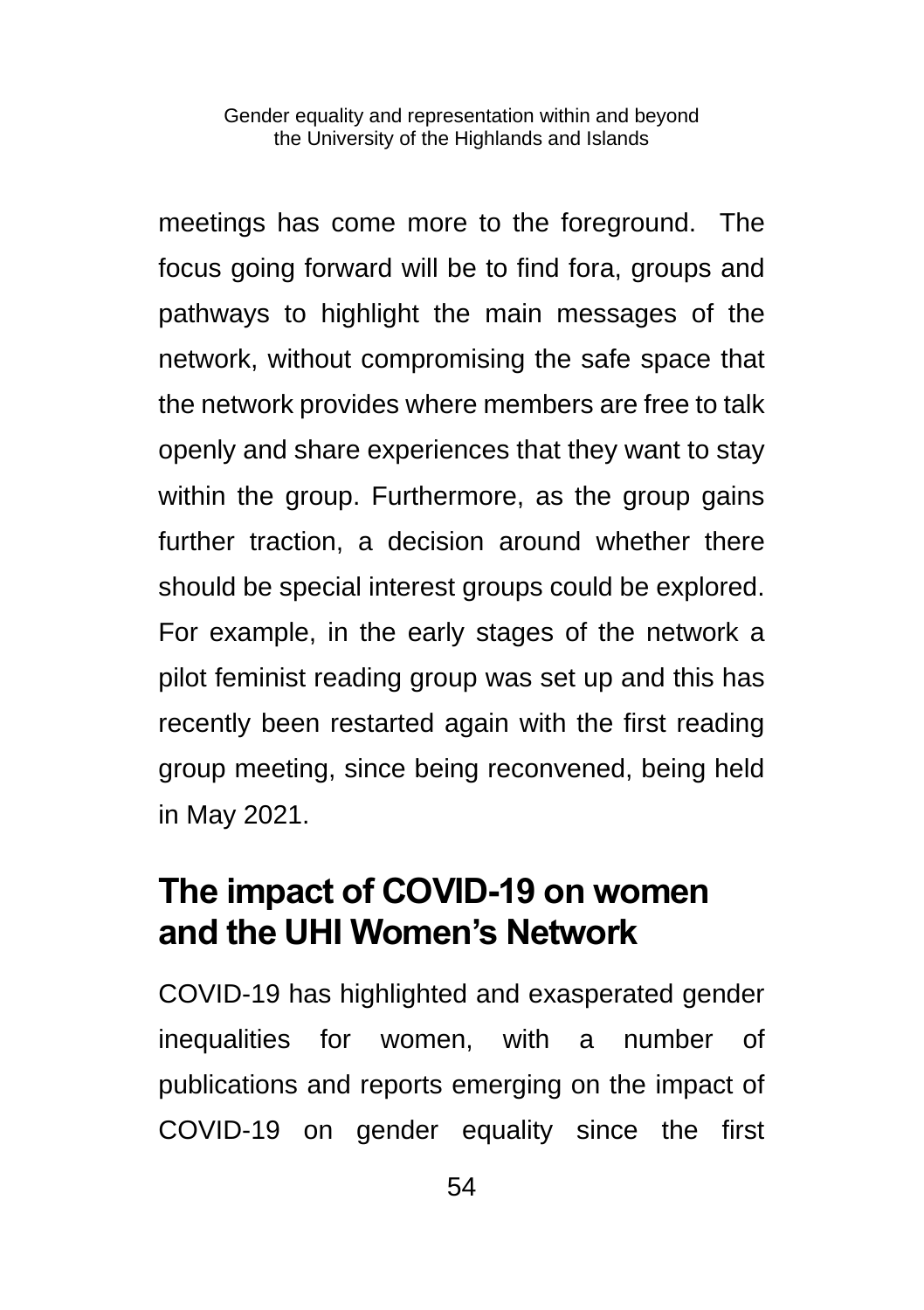meetings has come more to the foreground. The focus going forward will be to find fora, groups and pathways to highlight the main messages of the network, without compromising the safe space that the network provides where members are free to talk openly and share experiences that they want to stay within the group. Furthermore, as the group gains further traction, a decision around whether there should be special interest groups could be explored. For example, in the early stages of the network a pilot feminist reading group was set up and this has recently been restarted again with the first reading group meeting, since being reconvened, being held in May 2021.

## The impact of COVID-19 on women and the UHI Women's Network

COVID-19 has highlighted and exasperated gender inequalities for women, with a number of publications and reports emerging on the impact of COVID-19 on gender equality since the first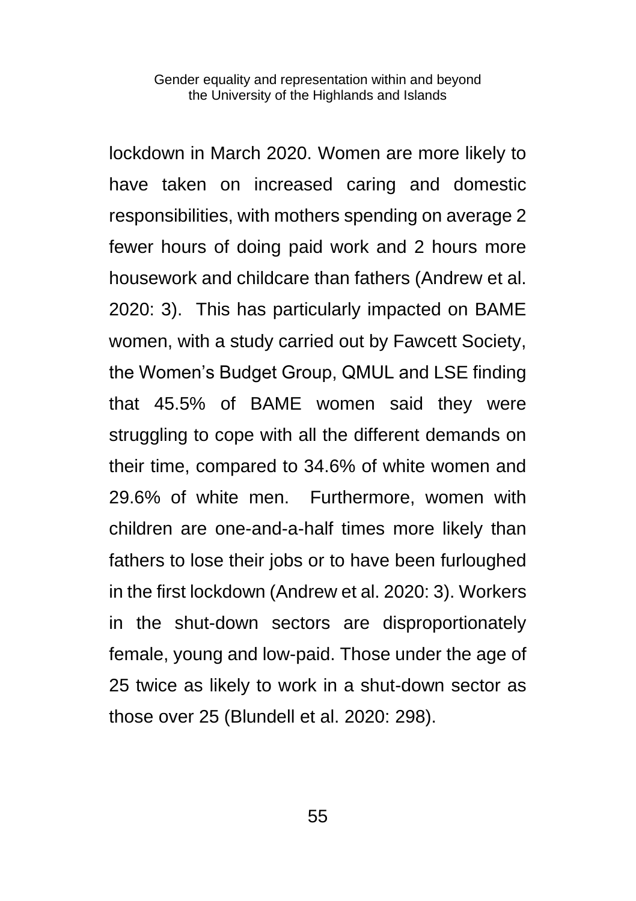lockdown in March 2020. Women are more likely to have taken on increased caring and domestic responsibilities, with mothers spending on average 2 fewer hours of doing paid work and 2 hours more housework and childcare than fathers (Andrew et al. 2020: 3). This has particularly impacted on BAME women, with a study carried out by Fawcett Society, the Women's Budget Group, QMUL and LSE finding that 45.5% of BAME women said they were struggling to cope with all the different demands on their time, compared to 34.6% of white women and 29.6% of white men. Furthermore, women with children are one-and-a-half times more likely than fathers to lose their jobs or to have been furloughed in the first lockdown (Andrew et al. 2020: 3). Workers in the shut-down sectors are disproportionately female, young and low-paid. Those under the age of 25 twice as likely to work in a shut-down sector as those over 25 (Blundell et al. 2020: 298).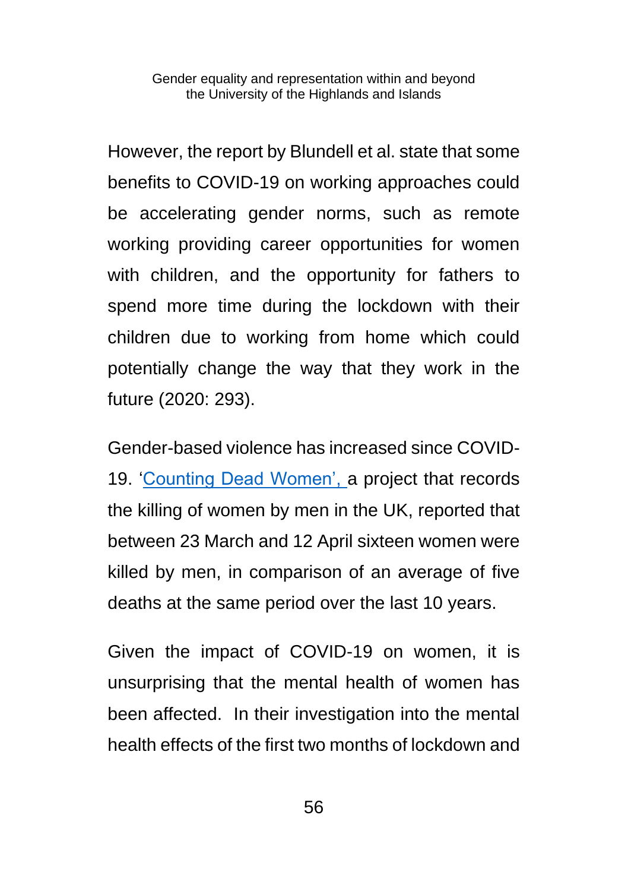However, the report by Blundell et al. state that some benefits to COVID-19 on working approaches could be accelerating gender norms, such as remote working providing career opportunities for women with children, and the opportunity for fathers to spend more time during the lockdown with their children due to working from home which could potentially change the way that they work in the future (2020: 293).

Gender-based violence has increased since COVID-19. 'Counting Dead Women', a project that records the killing of women by men in the UK, reported that between 23 March and 12 April sixteen women were killed by men, in comparison of an average of five deaths at the same period over the last 10 years.

Given the impact of COVID-19 on women, it is unsurprising that the mental health of women has been affected. In their investigation into the mental health effects of the first two months of lockdown and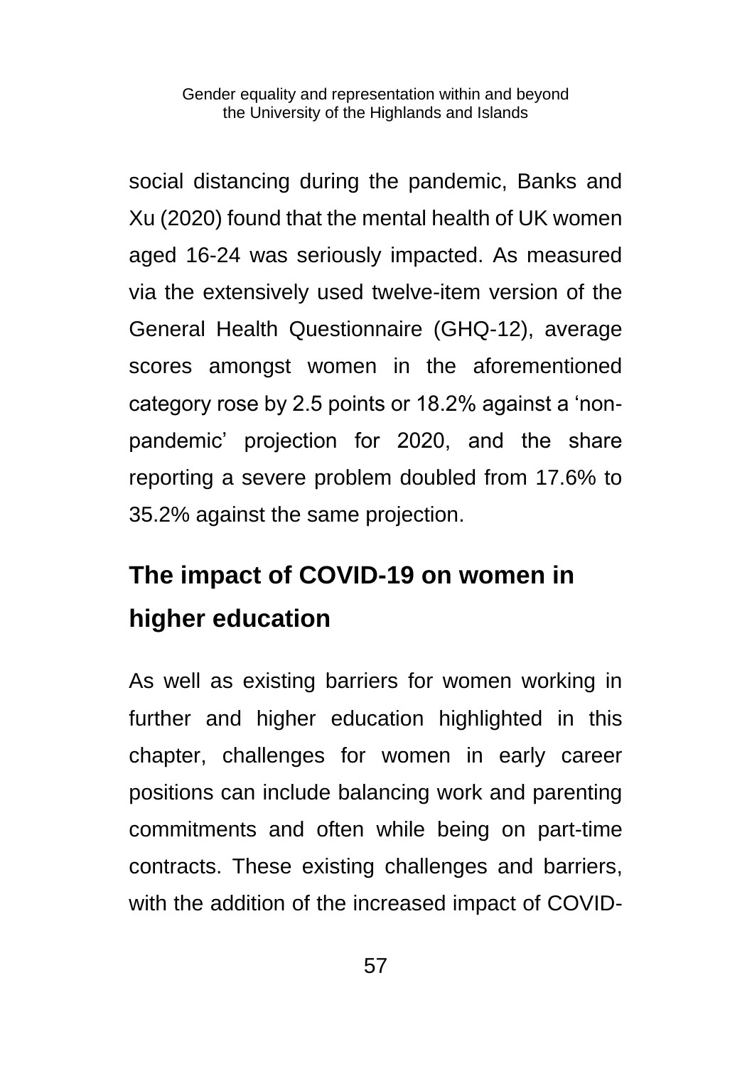social distancing during the pandemic, Banks and Xu (2020) found that the mental health of UK women aged 16-24 was seriously impacted. As measured via the extensively used twelve-item version of the General Health Questionnaire (GHQ-12), average scores amongst women in the aforementioned category rose by 2.5 points or 18.2% against a 'non-pandemic' projection for 2020, and the share reporting a severe problem doubled from 17.6% to 35.2% against the same projection.

## The impact of COVID-19 on women in higher education

As well as existing barriers for women working in further and higher education highlighted in this chapter, challenges for women in early career positions can include balancing work and parenting commitments and often while being on part-time contracts. These existing challenges and barriers, with the addition of the increased impact of COVID-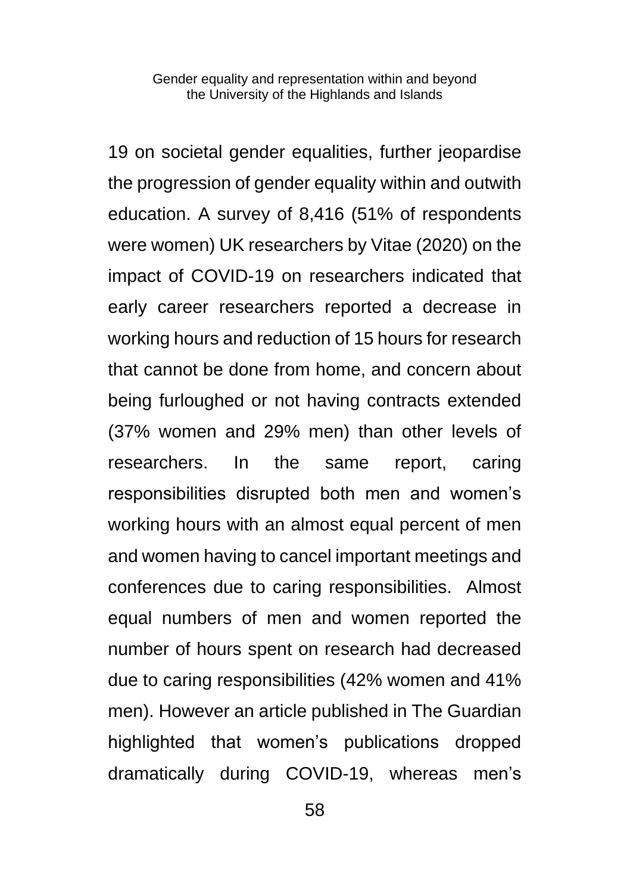19 on societal gender equalities, further jeopardise the progression of gender equality within and outwith education. A survey of 8,416 (51% of respondents were women) UK researchers by Vitae (2020) on the impact of COVID-19 on researchers indicated that early career researchers reported a decrease in working hours and reduction of 15 hours for research that cannot be done from home, and concern about being furloughed or not having contracts extended (37% women and 29% men) than other levels of researchers. In the same report, caring responsibilities disrupted both men and women's working hours with an almost equal percent of men and women having to cancel important meetings and conferences due to caring responsibilities. Almost equal numbers of men and women reported the number of hours spent on research had decreased due to caring responsibilities (42% women and 41% men). However an article published in The Guardian highlighted that women's publications dropped dramatically during COVID-19, whereas men's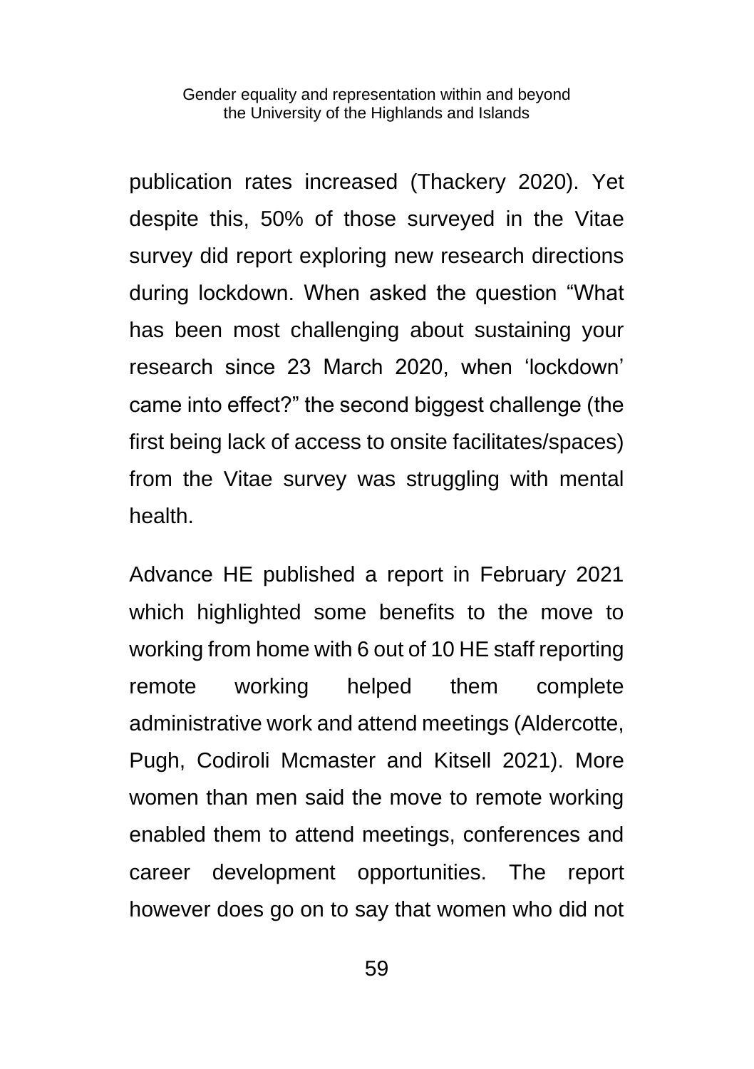publication rates increased (Thackery 2020). Yet despite this, 50% of those surveyed in the Vitae survey did report exploring new research directions during lockdown. When asked the question "What has been most challenging about sustaining your research since 23 March 2020, when 'lockdown' came into effect?" the second biggest challenge (the first being lack of access to onsite facilitates/spaces) from the Vitae survey was struggling with mental health.

Advance HE published a report in February 2021 which highlighted some benefits to the move to working from home with 6 out of 10 HE staff reporting remote working helped them complete administrative work and attend meetings (Aldercotte, Pugh, Codiroli Mcmaster and Kitsell 2021). More women than men said the move to remote working enabled them to attend meetings, conferences and career development opportunities. The report however does go on to say that women who did not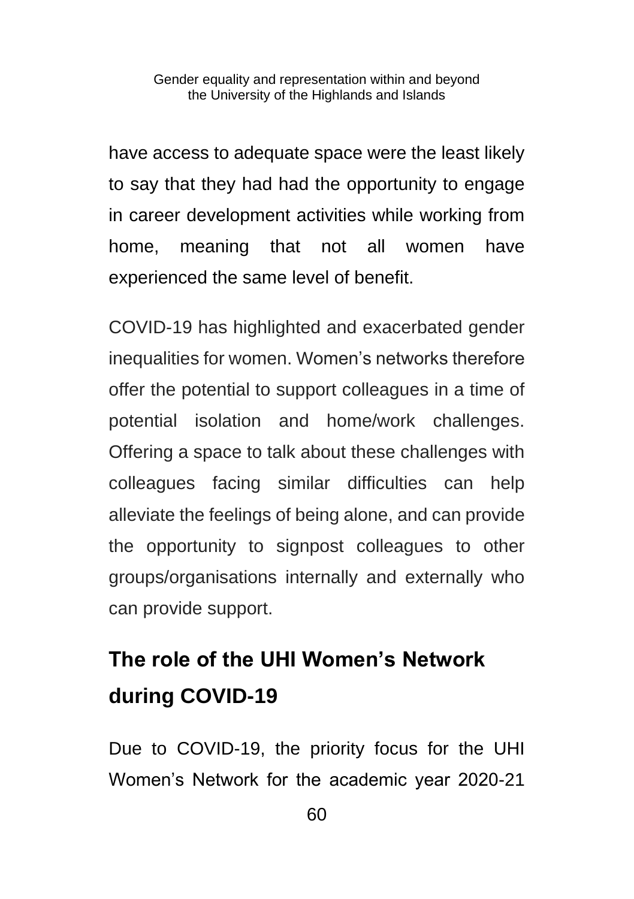have access to adequate space were the least likely to say that they had had the opportunity to engage in career development activities while working from home, meaning that not all women have experienced the same level of benefit.

COVID-19 has highlighted and exacerbated gender inequalities for women. Women's networks therefore offer the potential to support colleagues in a time of potential isolation and home/work challenges. Offering a space to talk about these challenges with colleagues facing similar difficulties can help alleviate the feelings of being alone, and can provide the opportunity to signpost colleagues to other groups/organisations internally and externally who can provide support.

## The role of the UHI Women's Network during COVID-19

Due to COVID-19, the priority focus for the UHI Women's Network for the academic year 2020-21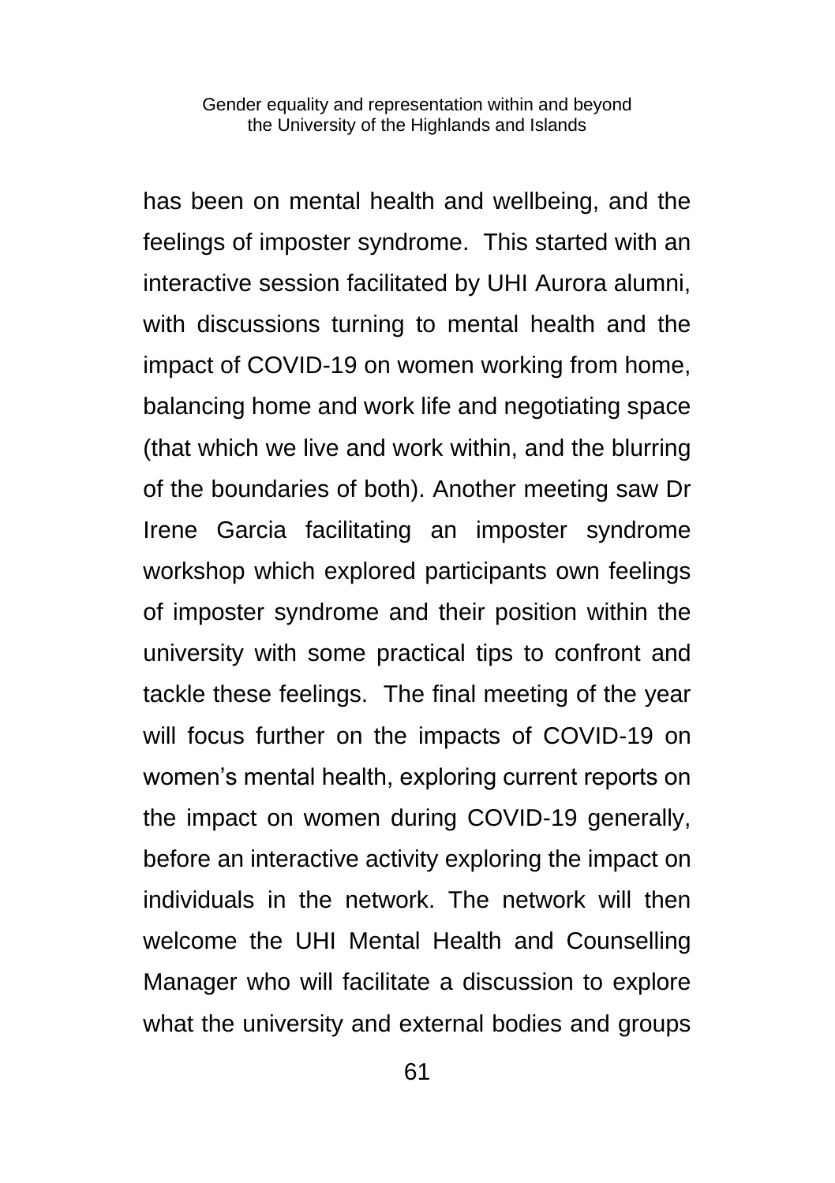has been on mental health and wellbeing, and the feelings of imposter syndrome.  This started with an interactive session facilitated by UHI Aurora alumni, with discussions turning to mental health and the impact of COVID-19 on women working from home, balancing home and work life and negotiating space (that which we live and work within, and the blurring of the boundaries of both). Another meeting saw Dr Irene Garcia facilitating an imposter syndrome workshop which explored participants own feelings of imposter syndrome and their position within the university with some practical tips to confront and tackle these feelings.  The final meeting of the year will focus further on the impacts of COVID-19 on women's mental health, exploring current reports on the impact on women during COVID-19 generally, before an interactive activity exploring the impact on individuals in the network. The network will then welcome the UHI Mental Health and Counselling Manager who will facilitate a discussion to explore what the university and external bodies and groups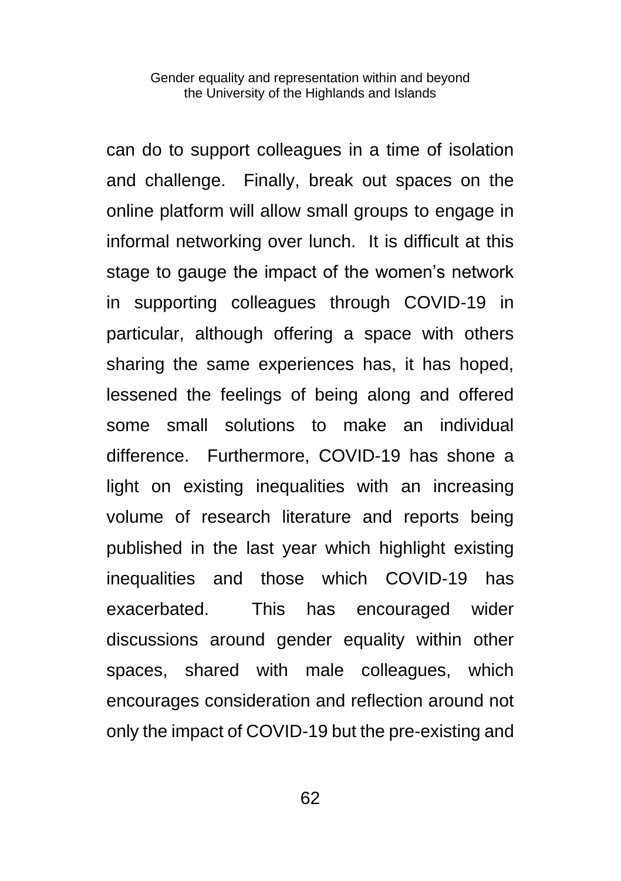can do to support colleagues in a time of isolation and challenge. Finally, break out spaces on the online platform will allow small groups to engage in informal networking over lunch. It is difficult at this stage to gauge the impact of the women's network in supporting colleagues through COVID-19 in particular, although offering a space with others sharing the same experiences has, it has hoped, lessened the feelings of being along and offered some small solutions to make an individual difference. Furthermore, COVID-19 has shone a light on existing inequalities with an increasing volume of research literature and reports being published in the last year which highlight existing inequalities and those which COVID-19 has exacerbated. This has encouraged wider discussions around gender equality within other spaces, shared with male colleagues, which encourages consideration and reflection around not only the impact of COVID-19 but the pre-existing and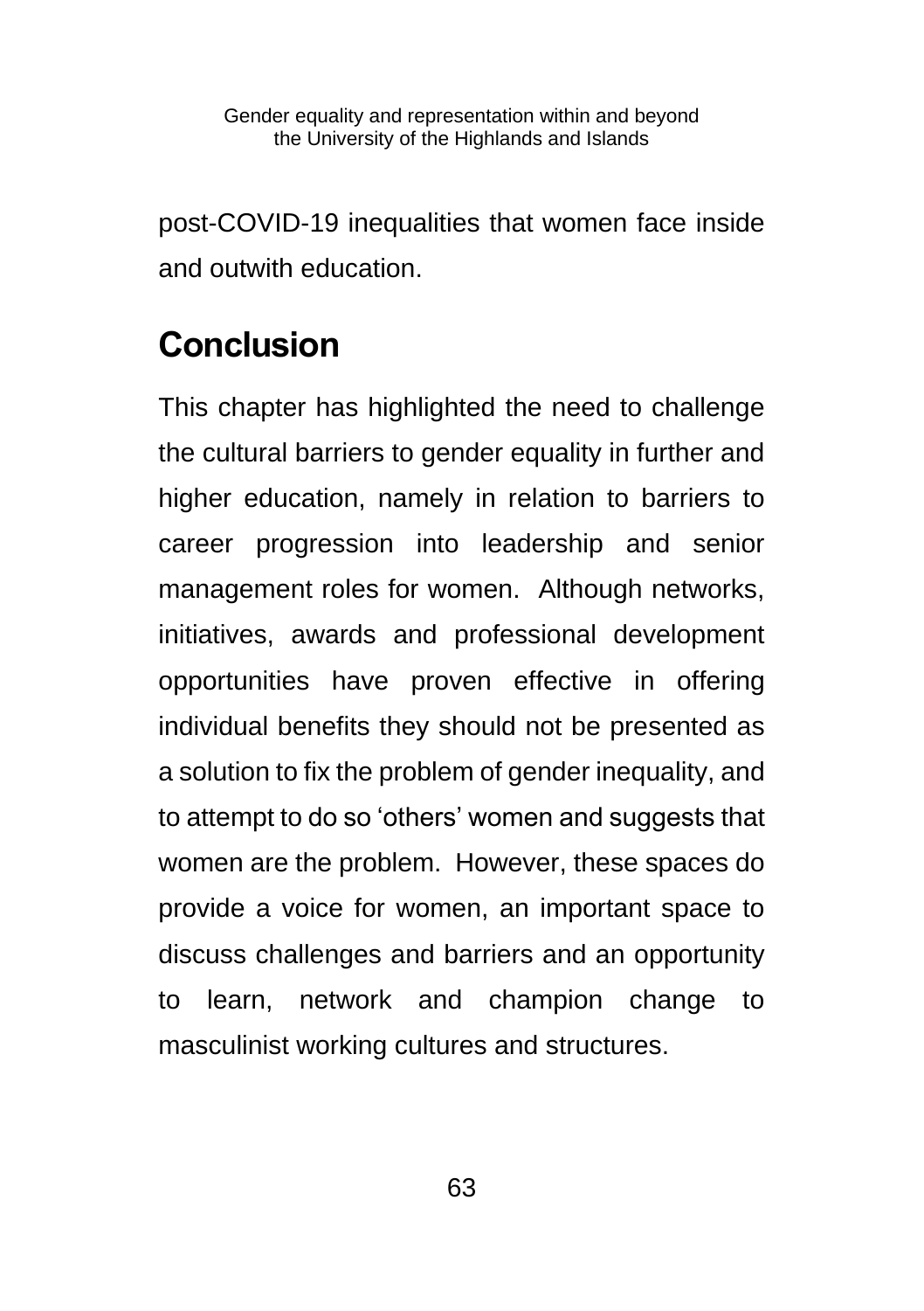post-COVID-19 inequalities that women face inside and outwith education.

## Conclusion

This chapter has highlighted the need to challenge the cultural barriers to gender equality in further and higher education, namely in relation to barriers to career progression into leadership and senior management roles for women. Although networks, initiatives, awards and professional development opportunities have proven effective in offering individual benefits they should not be presented as a solution to fix the problem of gender inequality, and to attempt to do so 'others' women and suggests that women are the problem. However, these spaces do provide a voice for women, an important space to discuss challenges and barriers and an opportunity to learn, network and champion change to masculinist working cultures and structures.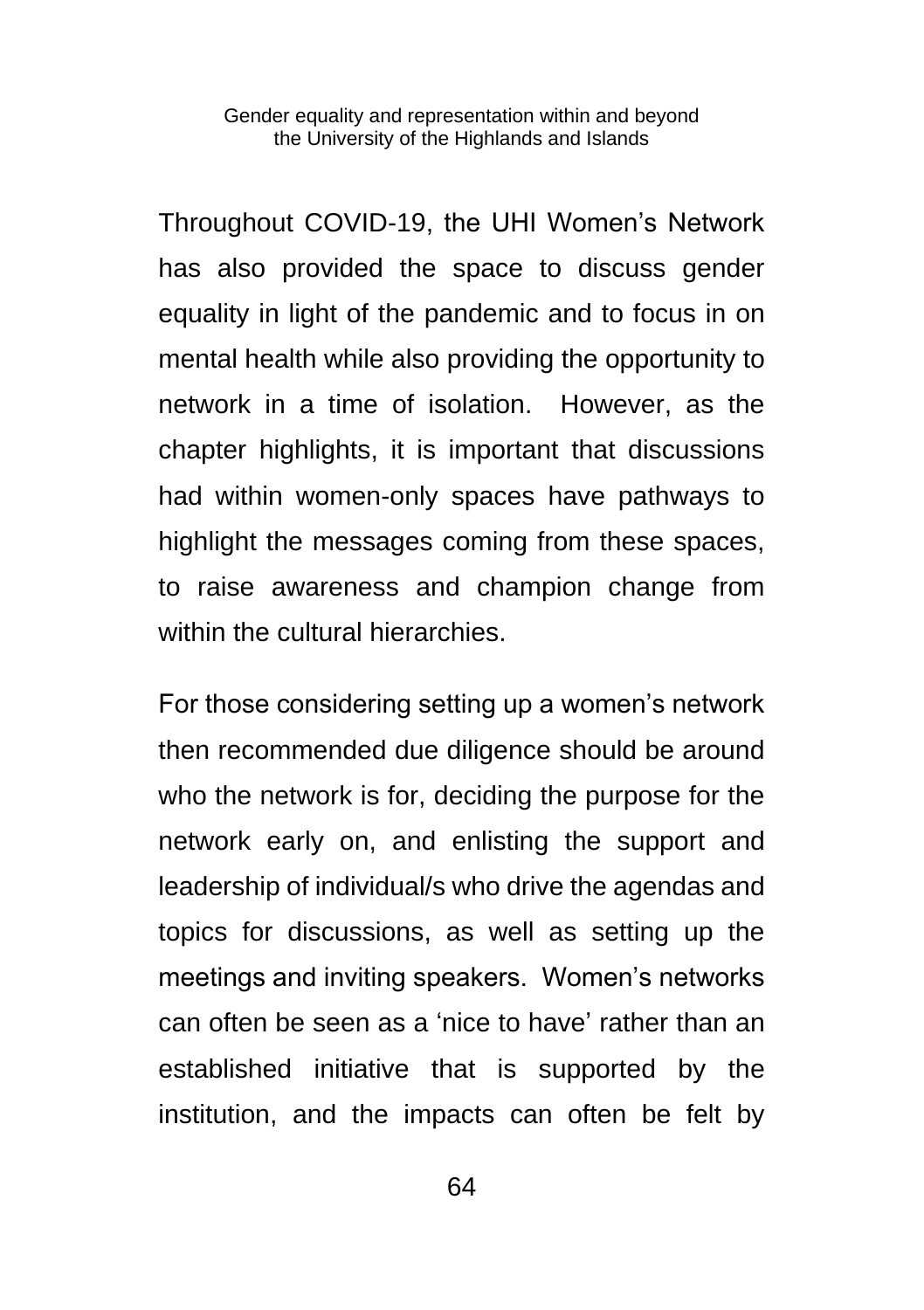Throughout COVID-19, the UHI Women's Network has also provided the space to discuss gender equality in light of the pandemic and to focus in on mental health while also providing the opportunity to network in a time of isolation.  However, as the chapter highlights, it is important that discussions had within women-only spaces have pathways to highlight the messages coming from these spaces, to raise awareness and champion change from within the cultural hierarchies.

For those considering setting up a women's network then recommended due diligence should be around who the network is for, deciding the purpose for the network early on, and enlisting the support and leadership of individual/s who drive the agendas and topics for discussions, as well as setting up the meetings and inviting speakers.  Women's networks can often be seen as a 'nice to have' rather than an established initiative that is supported by the institution, and the impacts can often be felt by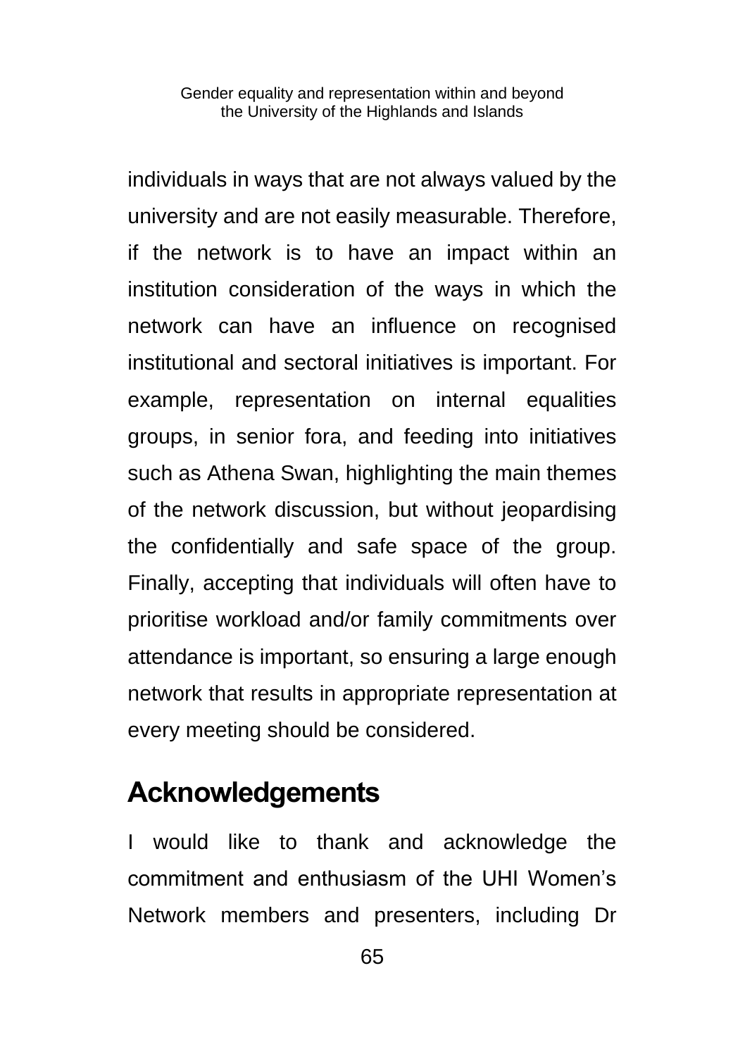individuals in ways that are not always valued by the university and are not easily measurable. Therefore, if the network is to have an impact within an institution consideration of the ways in which the network can have an influence on recognised institutional and sectoral initiatives is important. For example, representation on internal equalities groups, in senior fora, and feeding into initiatives such as Athena Swan, highlighting the main themes of the network discussion, but without jeopardising the confidentially and safe space of the group. Finally, accepting that individuals will often have to prioritise workload and/or family commitments over attendance is important, so ensuring a large enough network that results in appropriate representation at every meeting should be considered.

## Acknowledgements

I would like to thank and acknowledge the commitment and enthusiasm of the UHI Women's Network members and presenters, including Dr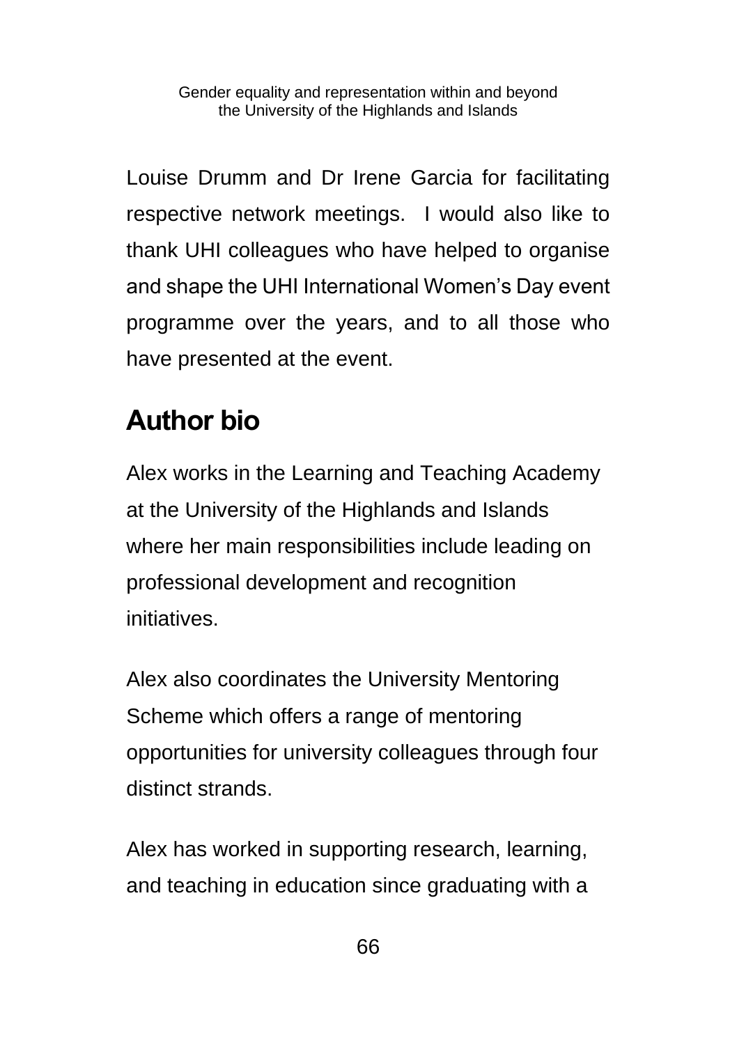Louise Drumm and Dr Irene Garcia for facilitating respective network meetings. I would also like to thank UHI colleagues who have helped to organise and shape the UHI International Women's Day event programme over the years, and to all those who have presented at the event.

## Author bio

Alex works in the Learning and Teaching Academy at the University of the Highlands and Islands where her main responsibilities include leading on professional development and recognition initiatives.

Alex also coordinates the University Mentoring Scheme which offers a range of mentoring opportunities for university colleagues through four distinct strands.

Alex has worked in supporting research, learning, and teaching in education since graduating with a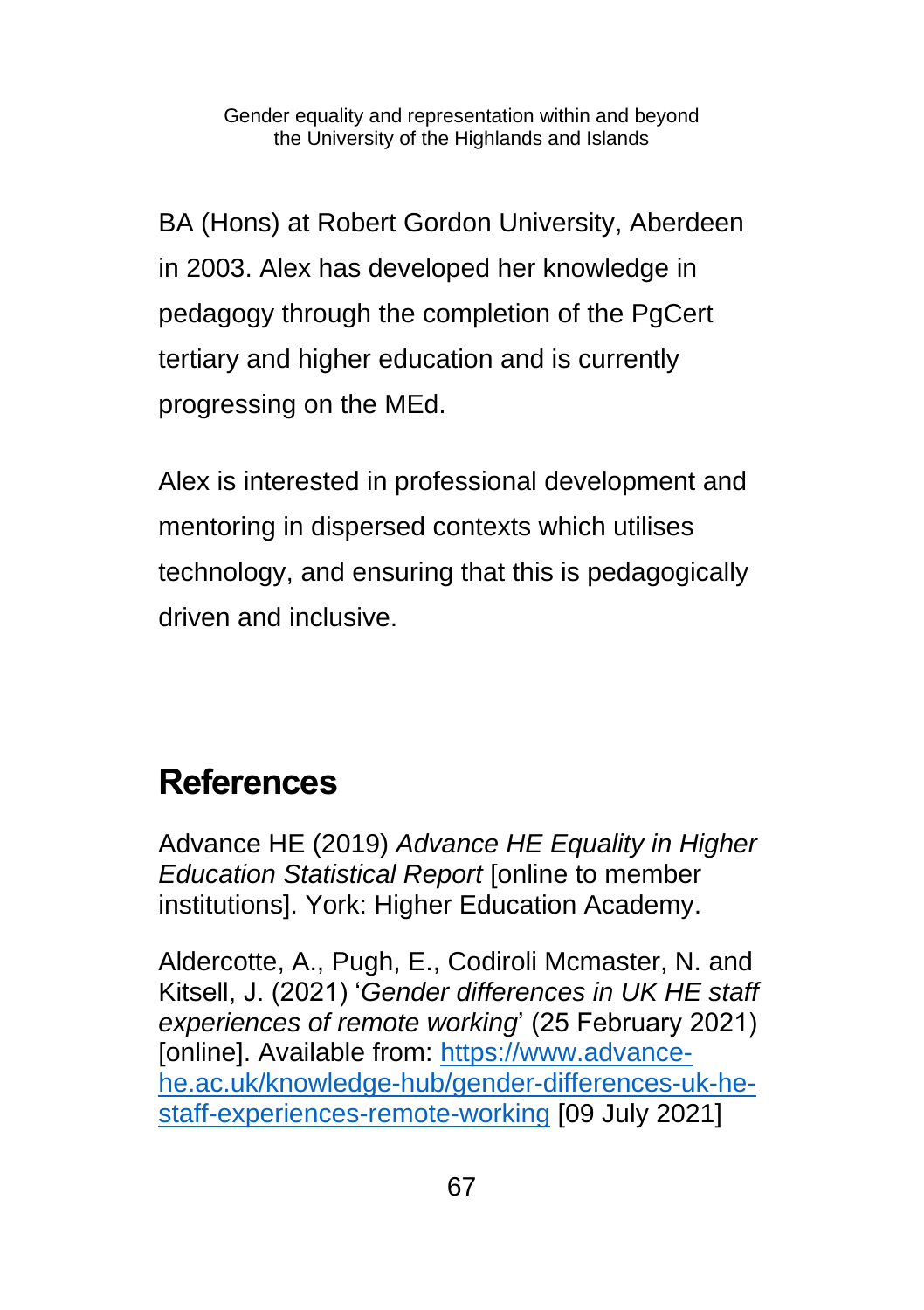BA (Hons) at Robert Gordon University, Aberdeen in 2003. Alex has developed her knowledge in pedagogy through the completion of the PgCert tertiary and higher education and is currently progressing on the MEd.

Alex is interested in professional development and mentoring in dispersed contexts which utilises technology, and ensuring that this is pedagogically driven and inclusive.

## References

Advance HE (2019) *Advance HE Equality in Higher Education Statistical Report* [online to member institutions]. York: Higher Education Academy.

Aldercotte, A., Pugh, E., Codiroli Mcmaster, N. and Kitsell, J. (2021) '*Gender differences in UK HE staff experiences of remote working*' (25 February 2021) [online]. Available from: [https://www.advance-he.ac.uk/knowledge-hub/gender-differences-uk-he-staff-experiences-remote-working](https://www.advance-he.ac.uk/knowledge-hub/gender-differences-uk-he-staff-experiences-remote-working) [09 July 2021]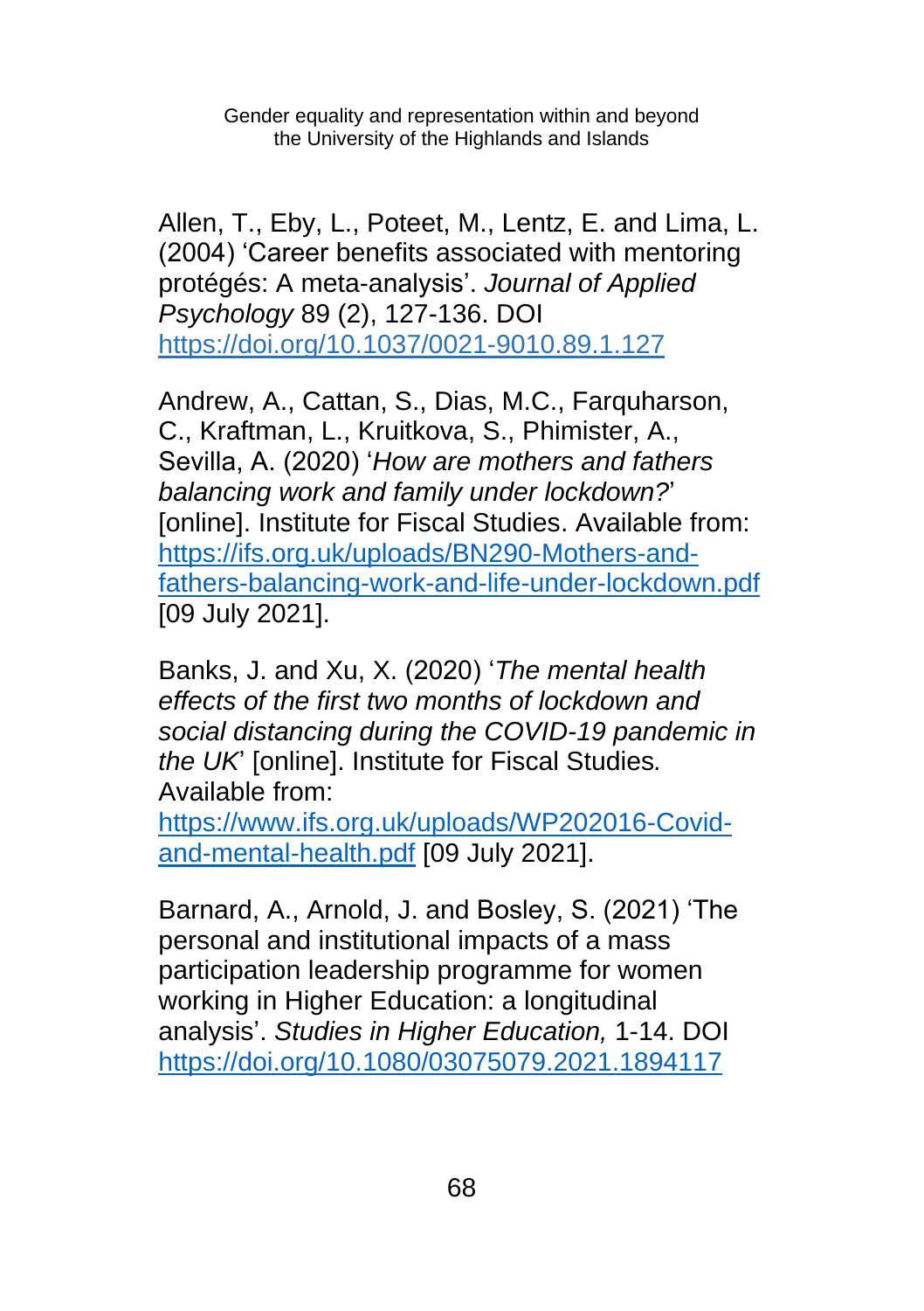Allen, T., Eby, L., Poteet, M., Lentz, E. and Lima, L. (2004) 'Career benefits associated with mentoring protégés: A meta-analysis'. *Journal of Applied Psychology* 89 (2), 127-136. DOI https://doi.org/10.1037/0021-9010.89.1.127

Andrew, A., Cattan, S., Dias, M.C., Farquharson, C., Kraftman, L., Kruitkova, S., Phimister, A., Sevilla, A. (2020) '*How are mothers and fathers balancing work and family under lockdown?*' [online]. Institute for Fiscal Studies. Available from: https://ifs.org.uk/uploads/BN290-Mothers-and-fathers-balancing-work-and-life-under-lockdown.pdf [09 July 2021].

Banks, J. and Xu, X. (2020) '*The mental health effects of the first two months of lockdown and social distancing during the COVID-19 pandemic in the UK*' [online]. Institute for Fiscal Studies. Available from: https://www.ifs.org.uk/uploads/WP202016-Covid-and-mental-health.pdf [09 July 2021].

Barnard, A., Arnold, J. and Bosley, S. (2021) 'The personal and institutional impacts of a mass participation leadership programme for women working in Higher Education: a longitudinal analysis'. *Studies in Higher Education,* 1-14. DOI https://doi.org/10.1080/03075079.2021.1894117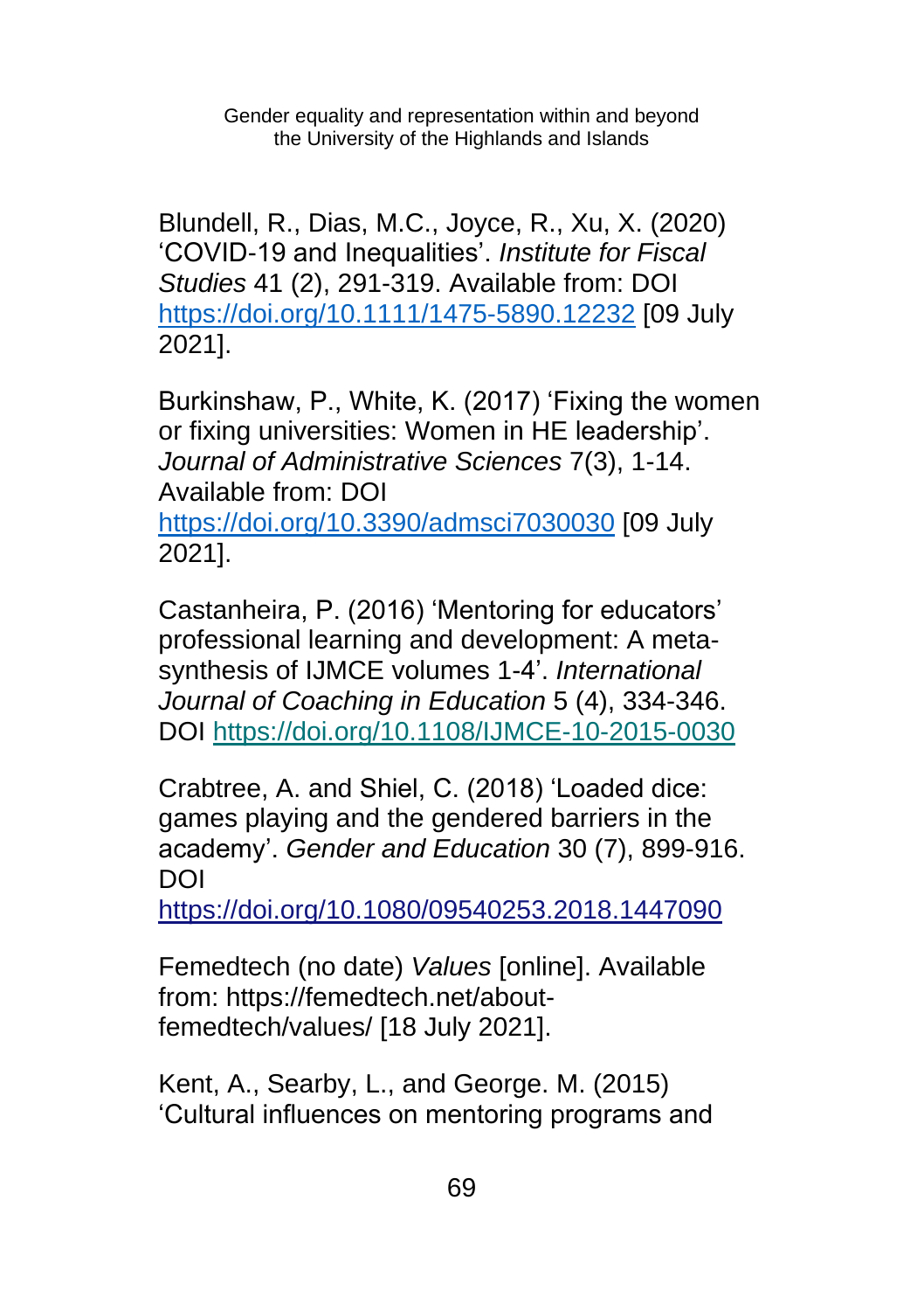Blundell, R., Dias, M.C., Joyce, R., Xu, X. (2020) 'COVID-19 and Inequalities'. *Institute for Fiscal Studies* 41 (2), 291-319. Available from: DOI https://doi.org/10.1111/1475-5890.12232 [09 July 2021].

Burkinshaw, P., White, K. (2017) 'Fixing the women or fixing universities: Women in HE leadership'. *Journal of Administrative Sciences* 7(3), 1-14. Available from: DOI https://doi.org/10.3390/admsci7030030 [09 July 2021].

Castanheira, P. (2016) 'Mentoring for educators' professional learning and development: A meta-synthesis of IJMCE volumes 1-4'. *International Journal of Coaching in Education* 5 (4), 334-346. DOI https://doi.org/10.1108/IJMCE-10-2015-0030

Crabtree, A. and Shiel, C. (2018) 'Loaded dice: games playing and the gendered barriers in the academy'. *Gender and Education* 30 (7), 899-916. DOI https://doi.org/10.1080/09540253.2018.1447090

Femedtech (no date) *Values* [online]. Available from: https://femedtech.net/about-femedtech/values/ [18 July 2021].

Kent, A., Searby, L., and George. M. (2015) 'Cultural influences on mentoring programs and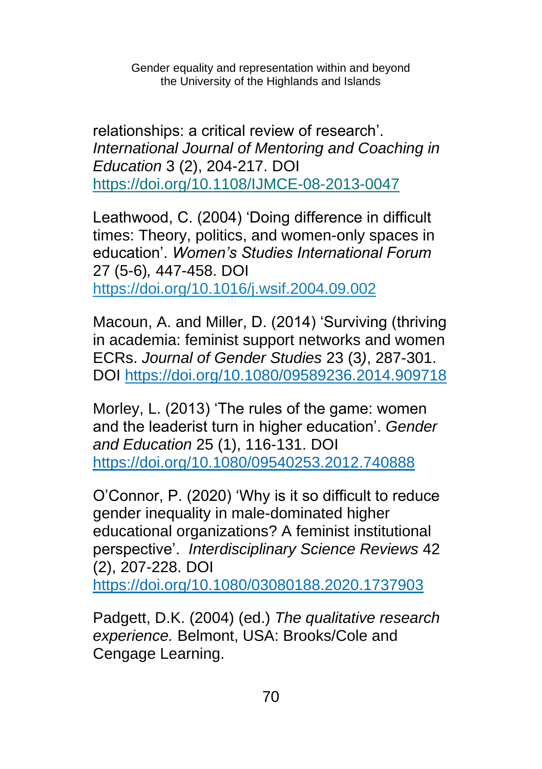relationships: a critical review of research'. *International Journal of Mentoring and Coaching in Education* 3 (2), 204-217. DOI https://doi.org/10.1108/IJMCE-08-2013-0047

Leathwood, C. (2004) 'Doing difference in difficult times: Theory, politics, and women-only spaces in education'. *Women's Studies International Forum* 27 (5-6)*,* 447-458. DOI https://doi.org/10.1016/j.wsif.2004.09.002

Macoun, A. and Miller, D. (2014) 'Surviving (thriving in academia: feminist support networks and women ECRs. *Journal of Gender Studies* 23 (3*)*, 287-301. DOI https://doi.org/10.1080/09589236.2014.909718

Morley, L. (2013) 'The rules of the game: women and the leaderist turn in higher education'. *Gender and Education* 25 (1), 116-131. DOI https://doi.org/10.1080/09540253.2012.740888

O'Connor, P. (2020) 'Why is it so difficult to reduce gender inequality in male-dominated higher educational organizations? A feminist institutional perspective'. *Interdisciplinary Science Reviews* 42 (2), 207-228. DOI https://doi.org/10.1080/03080188.2020.1737903

Padgett, D.K. (2004) (ed.) *The qualitative research experience.* Belmont, USA: Brooks/Cole and Cengage Learning.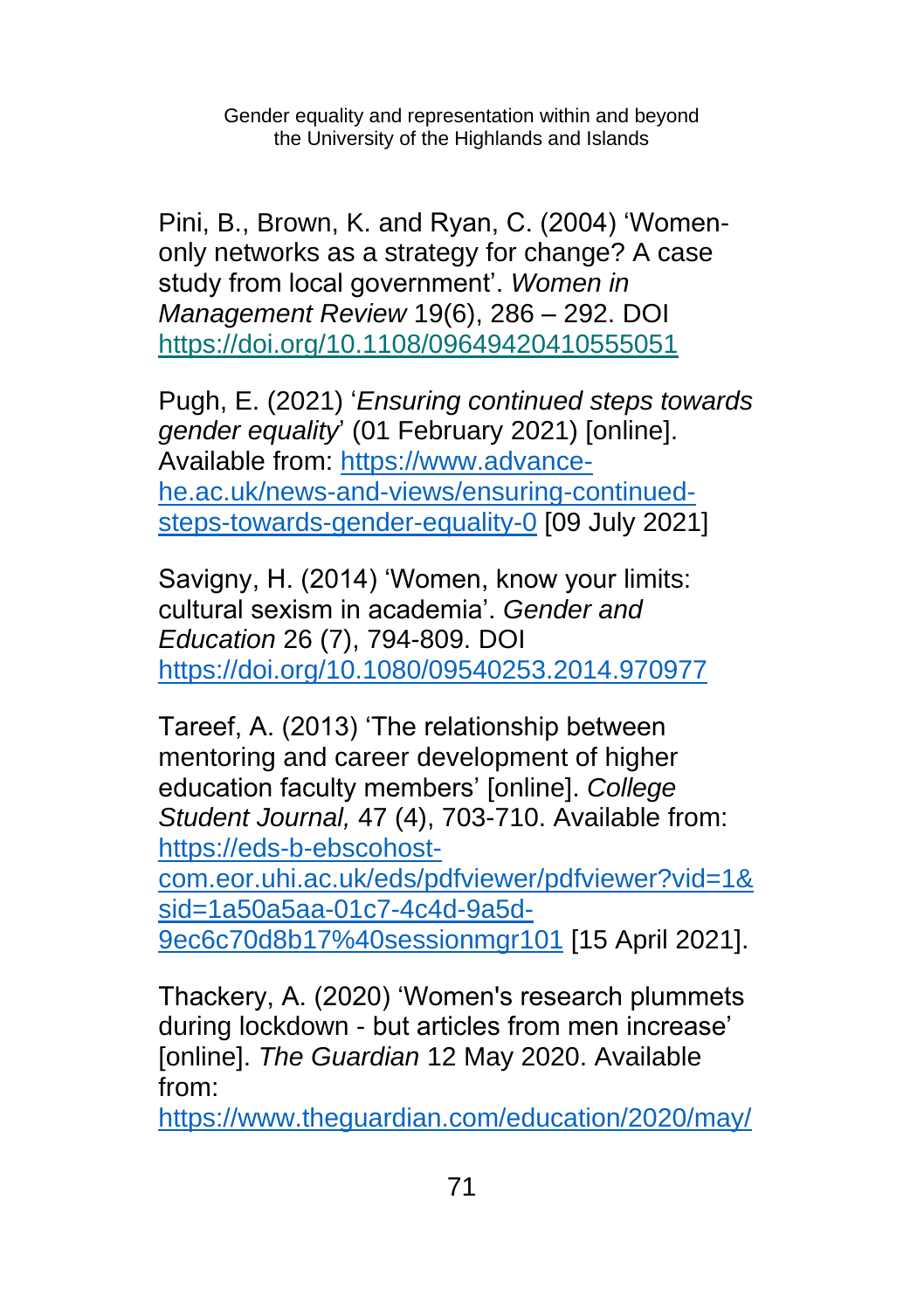Pini, B., Brown, K. and Ryan, C. (2004) 'Women-only networks as a strategy for change? A case study from local government'. *Women in Management Review* 19(6), 286 – 292. DOI https://doi.org/10.1108/09649420410555051

Pugh, E. (2021) '*Ensuring continued steps towards gender equality*' (01 February 2021) [online]. Available from: https://www.advance-he.ac.uk/news-and-views/ensuring-continued-steps-towards-gender-equality-0 [09 July 2021]

Savigny, H. (2014) 'Women, know your limits: cultural sexism in academia'. *Gender and Education* 26 (7), 794-809. DOI https://doi.org/10.1080/09540253.2014.970977

Tareef, A. (2013) 'The relationship between mentoring and career development of higher education faculty members' [online]. *College Student Journal,* 47 (4), 703-710. Available from: https://eds-b-ebscohost-com.eor.uhi.ac.uk/eds/pdfviewer/pdfviewer?vid=1&sid=1a50a5aa-01c7-4c4d-9a5d-9ec6c70d8b17%40sessionmgr101 [15 April 2021].

Thackery, A. (2020) 'Women's research plummets during lockdown - but articles from men increase' [online]. *The Guardian* 12 May 2020. Available from: https://www.theguardian.com/education/2020/may/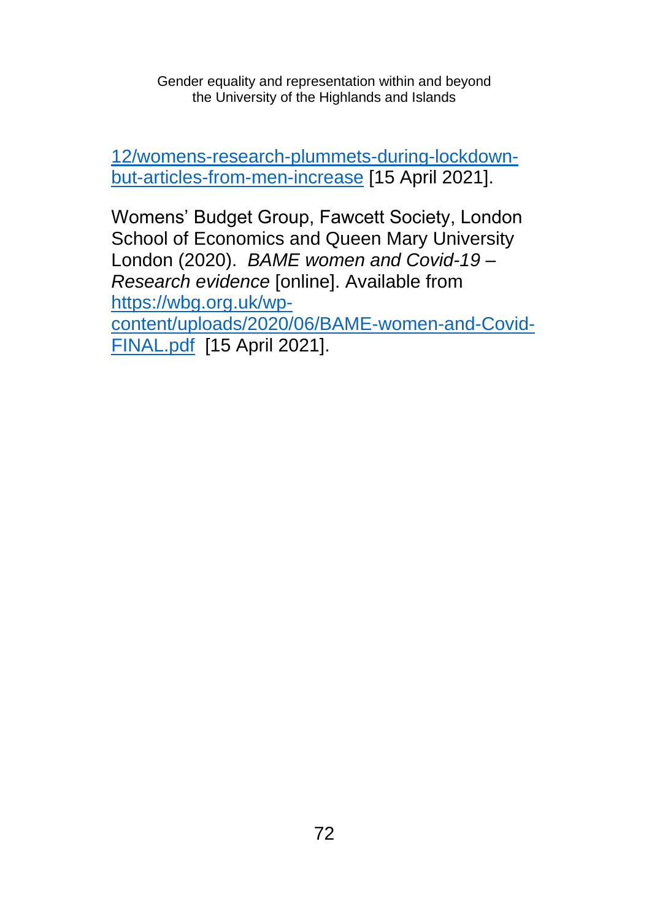12/womens-research-plummets-during-lockdown-but-articles-from-men-increase [15 April 2021].

Womens' Budget Group, Fawcett Society, London School of Economics and Queen Mary University London (2020). *BAME women and Covid-19 – Research evidence* [online]. Available from https://wbg.org.uk/wp-content/uploads/2020/06/BAME-women-and-Covid-FINAL.pdf [15 April 2021].